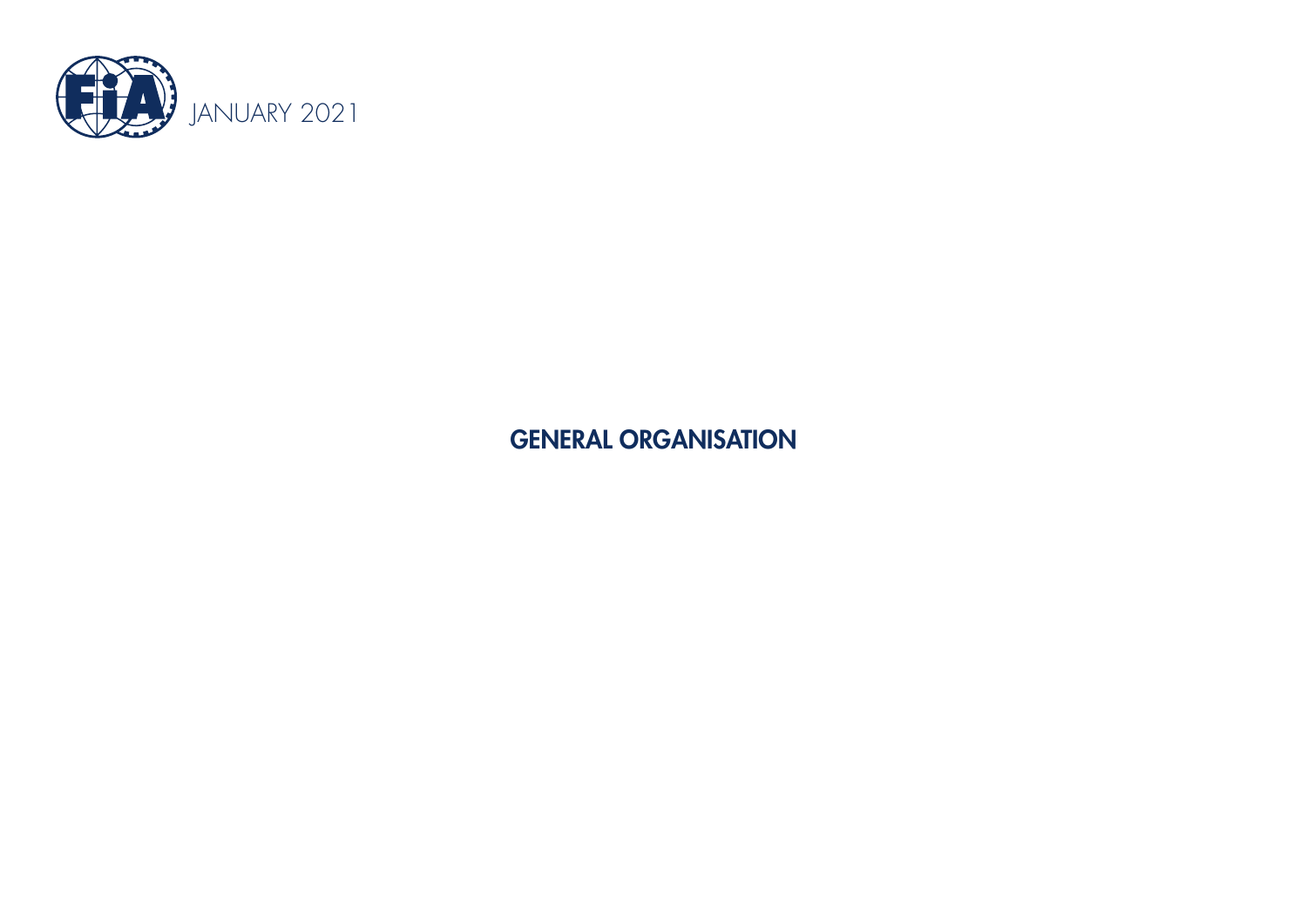JANUARY 2021

# GENERAL ORGANISATION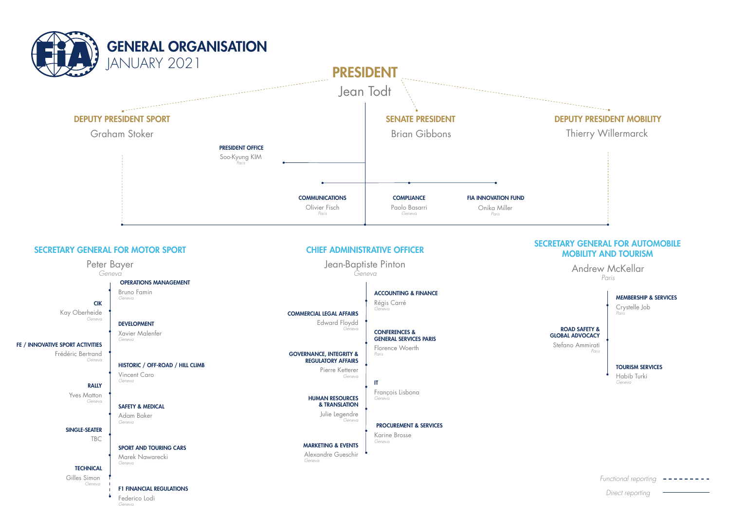# GENERAL ORGANISATION

JANUARY 2021

## PRESIDENT

Jean Todt

### DEPUTY PRESIDENT SPORT

Graham Stoker

### SENATE PRESIDENT

Brian Gibbons

### DEPUTY PRESIDENT MOBILITY

Thierry Willermarck

**PRESIDENT OFFICE**
Soo-Kyung KIM
*Paris*

**COMMUNICATIONS**
Olivier Fisch
*Paris*

**COMPLIANCE**
Paolo Basarri
*Geneva*

**FIA INNOVATION FUND**
Onika Miller
*Paris*

## SECRETARY GENERAL FOR MOTOR SPORT

Peter Bayer
*Geneva*

**OPERATIONS MANAGEMENT**
Bruno Famin
*Geneva*

**CIK**
Kay Oberheide
*Geneva*

**DEVELOPMENT**
Xavier Malenfer
*Geneva*

**FE / INNOVATIVE SPORT ACTIVITIES**
Frédéric Bertrand
*Geneva*

**HISTORIC / OFF-ROAD / HILL CLIMB**
Vincent Caro
*Geneva*

**RALLY**
Yves Matton
*Geneva*

**SAFETY & MEDICAL**
Adam Baker
*Geneva*

**SINGLE-SEATER**
TBC

**SPORT AND TOURING CARS**
Marek Nawarecki
*Geneva*

**TECHNICAL**
Gilles Simon
*Geneva*

**F1 FINANCIAL REGULATIONS**
Federico Lodi
*Geneva*

## CHIEF ADMINISTRATIVE OFFICER

Jean-Baptiste Pinton
*Geneva*

**ACCOUNTING & FINANCE**
Régis Carré
*Geneva*

**COMMERCIAL LEGAL AFFAIRS**
Edward Floydd
*Geneva*

**CONFERENCES & GENERAL SERVICES PARIS**
Florence Woerth
*Paris*

**GOVERNANCE, INTEGRITY & REGULATORY AFFAIRS**
Pierre Ketterer
*Geneva*

**IT**
François Lisbona
*Geneva*

**HUMAN RESOURCES & TRANSLATION**
Julie Legendre
*Geneva*

**PROCUREMENT & SERVICES**
Karine Brosse
*Geneva*

**MARKETING & EVENTS**
Alexandre Gueschir
*Geneva*

## SECRETARY GENERAL FOR AUTOMOBILE MOBILITY AND TOURISM

Andrew McKellar
*Paris*

**MEMBERSHIP & SERVICES**
Crystelle Job
*Paris*

**ROAD SAFETY & GLOBAL ADVOCACY**
Stefano Ammirati
*Paris*

**TOURISM SERVICES**
Habib Turki
*Geneva*

*Functional reporting* - - - - - - - -

*Direct reporting* ————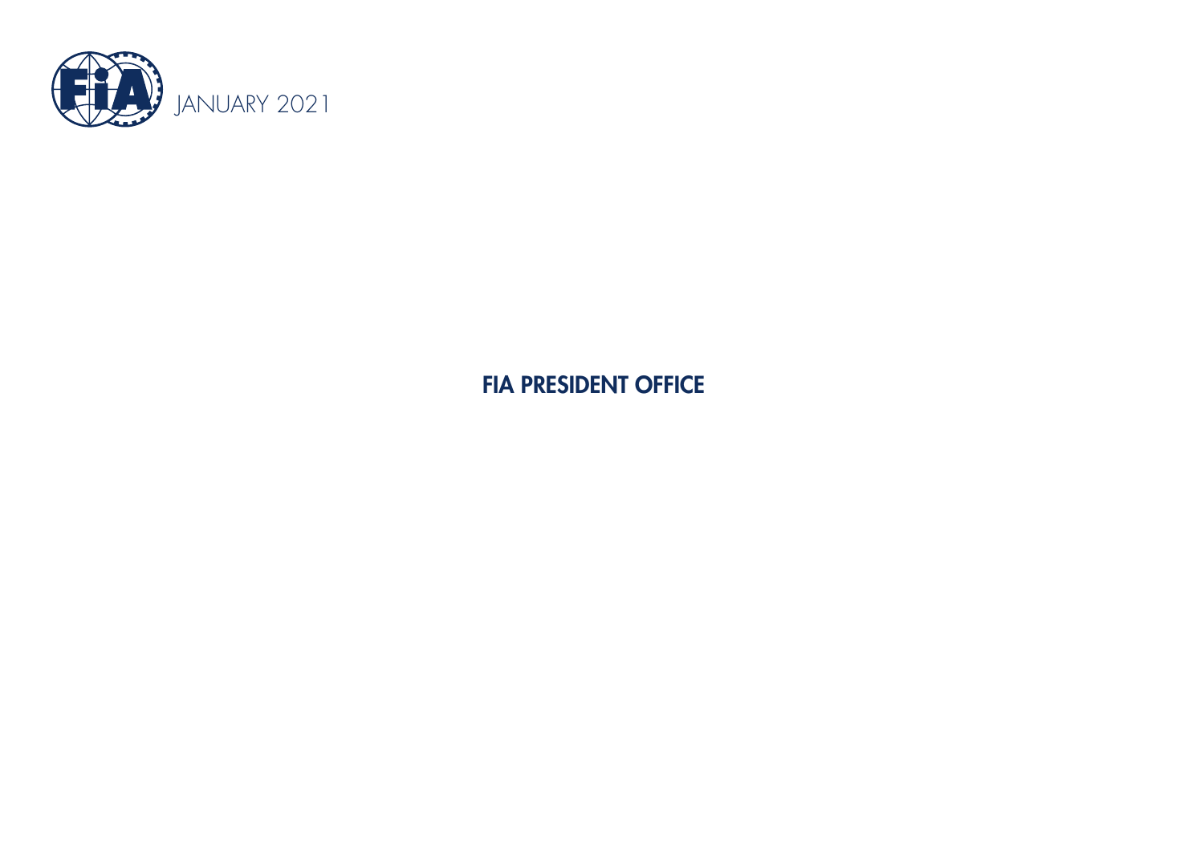JANUARY 2021

# FIA PRESIDENT OFFICE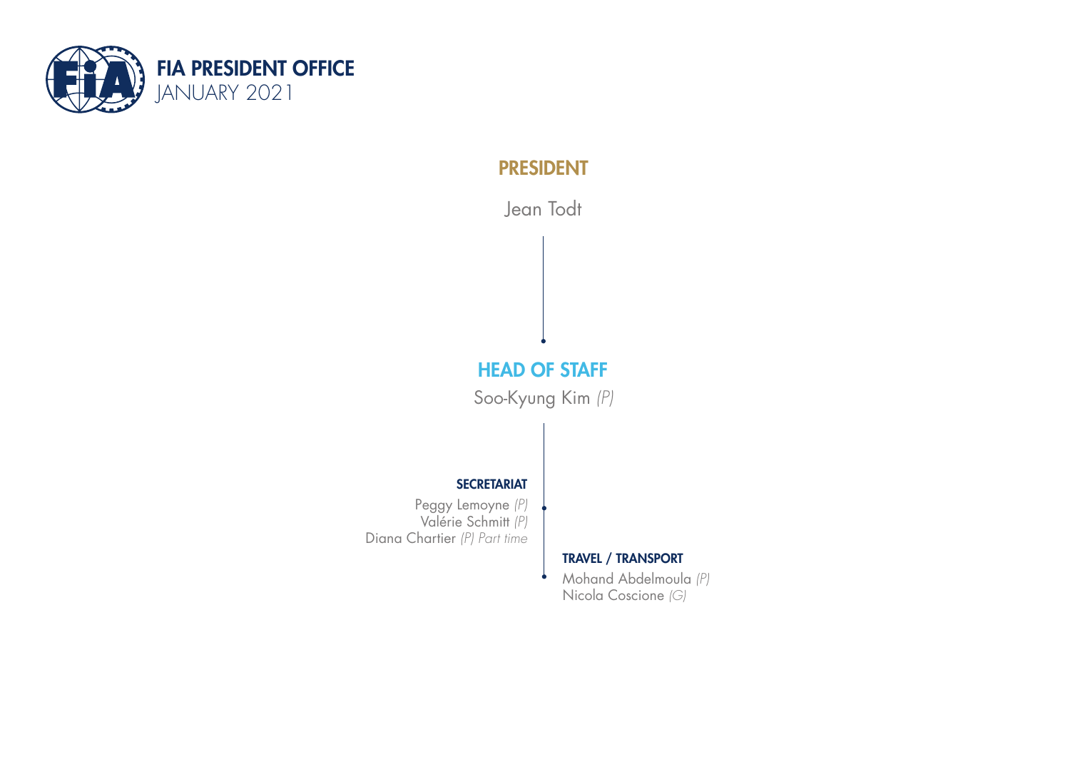# FIA PRESIDENT OFFICE
JANUARY 2021

## PRESIDENT

Jean Todt

## HEAD OF STAFF

Soo-Kyung Kim *(P)*

### SECRETARIAT

Peggy Lemoyne *(P)*
Valérie Schmitt *(P)*
Diana Chartier *(P) Part time*

### TRAVEL / TRANSPORT

Mohand Abdelmoula *(P)*
Nicola Coscione *(G)*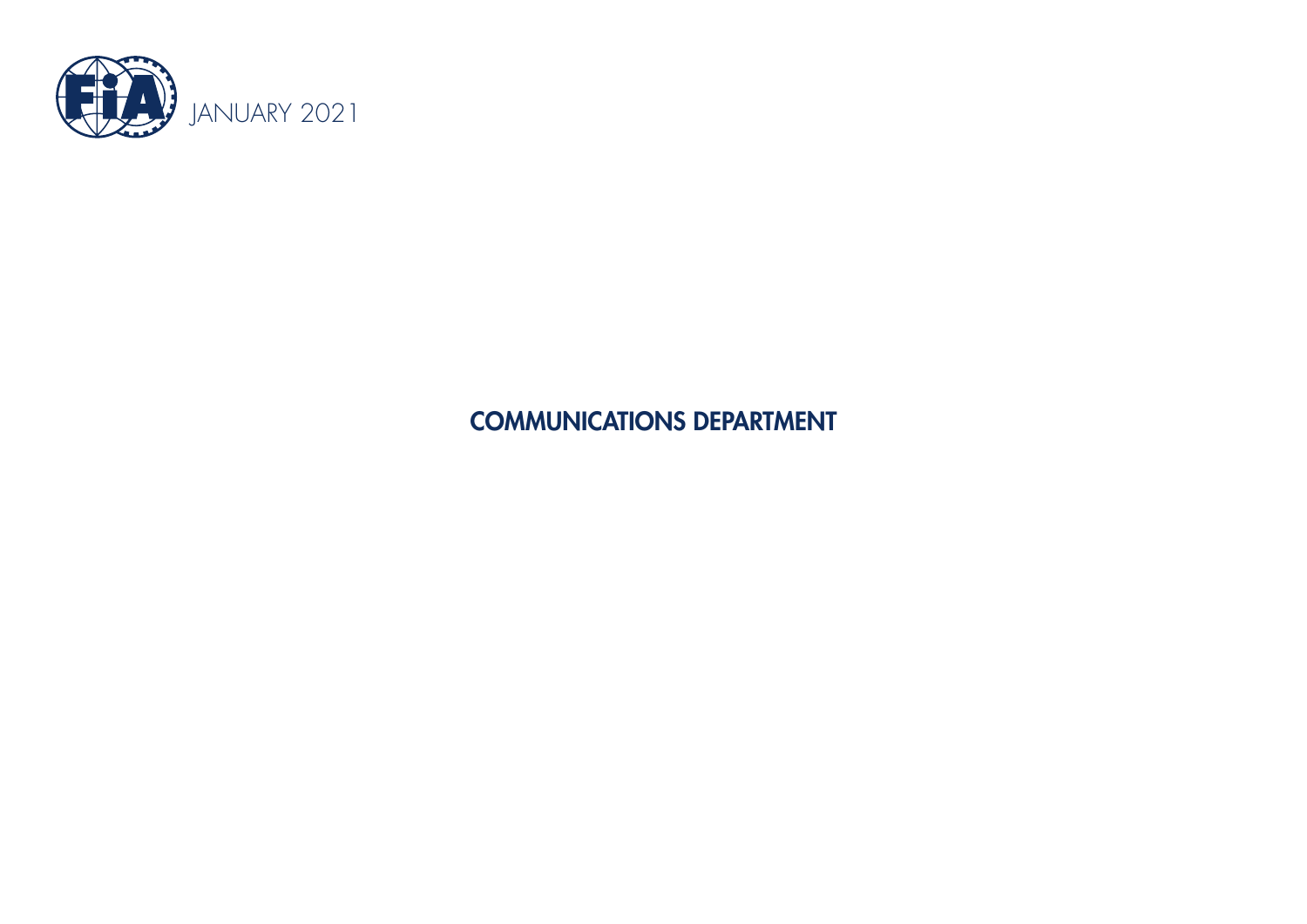JANUARY 2021

# COMMUNICATIONS DEPARTMENT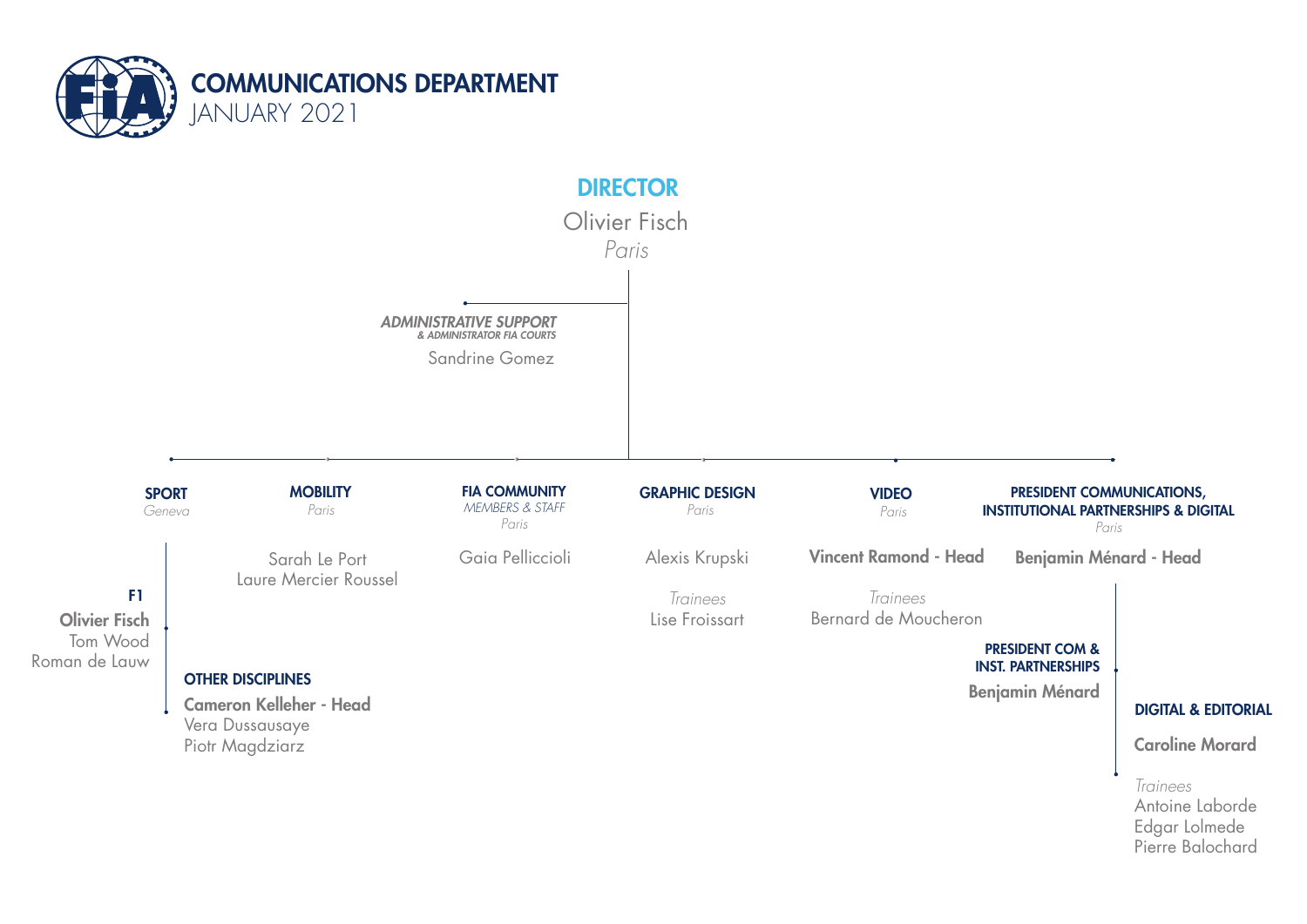# COMMUNICATIONS DEPARTMENT
JANUARY 2021

## DIRECTOR
Olivier Fisch
*Paris*

***ADMINISTRATIVE SUPPORT***
***& ADMINISTRATOR FIA COURTS***
Sandrine Gomez

### SPORT
*Geneva*

**F1**
**Olivier Fisch**
Tom Wood
Roman de Lauw

**OTHER DISCIPLINES**
**Cameron Kelleher - Head**
Vera Dussausaye
Piotr Magdziarz

### MOBILITY
*Paris*

Sarah Le Port
Laure Mercier Roussel

### FIA COMMUNITY
*MEMBERS & STAFF*
*Paris*

Gaia Pelliccioli

### GRAPHIC DESIGN
*Paris*

Alexis Krupski

*Trainees*
Lise Froissart

### VIDEO
*Paris*

**Vincent Ramond - Head**

*Trainees*
Bernard de Moucheron

### PRESIDENT COMMUNICATIONS, INSTITUTIONAL PARTNERSHIPS & DIGITAL
*Paris*

**Benjamin Ménard - Head**

**PRESIDENT COM & INST. PARTNERSHIPS**
**Benjamin Ménard**

**DIGITAL & EDITORIAL**
**Caroline Morard**

*Trainees*
Antoine Laborde
Edgar Lolmede
Pierre Balochard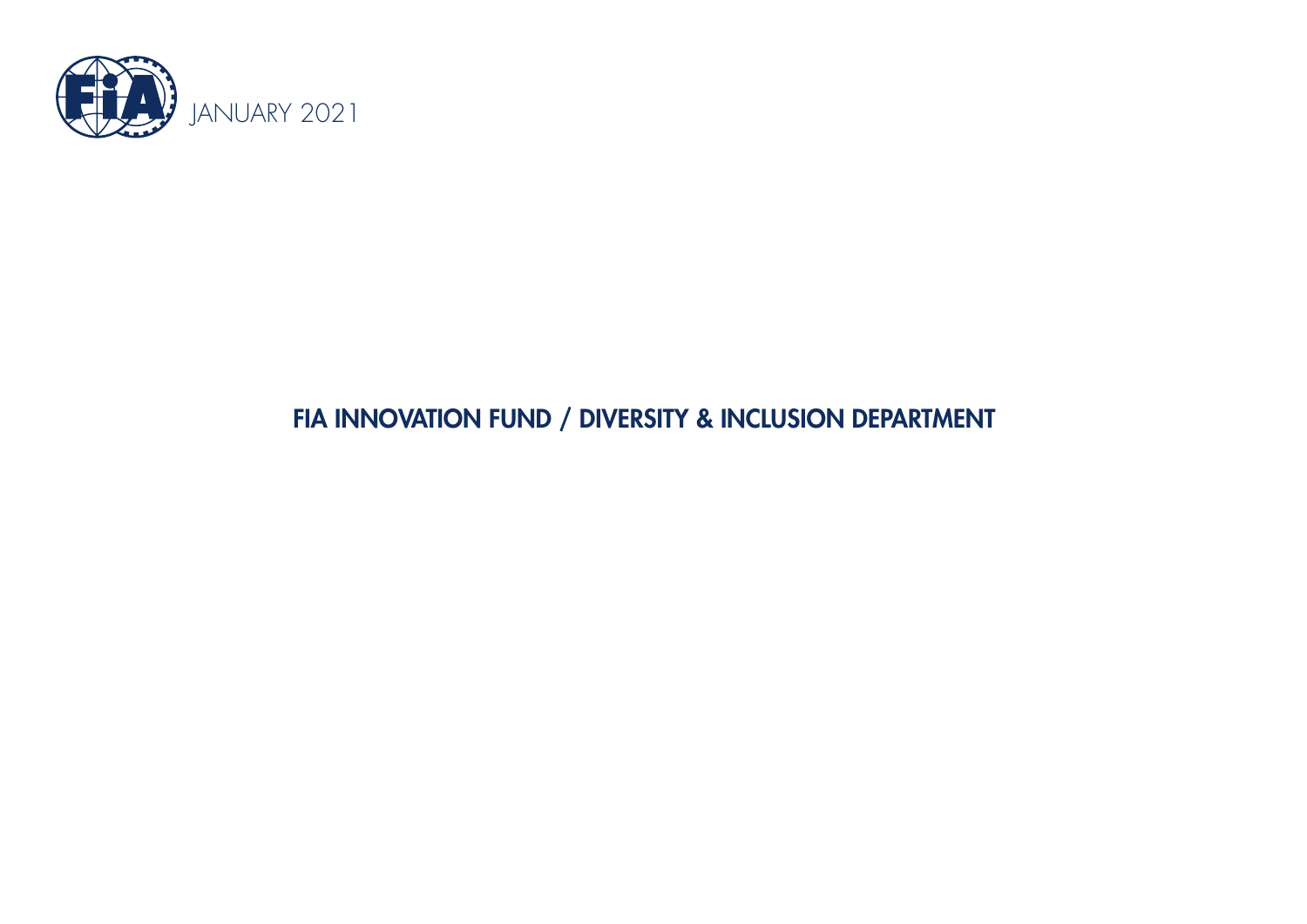JANUARY 2021

# FIA INNOVATION FUND / DIVERSITY & INCLUSION DEPARTMENT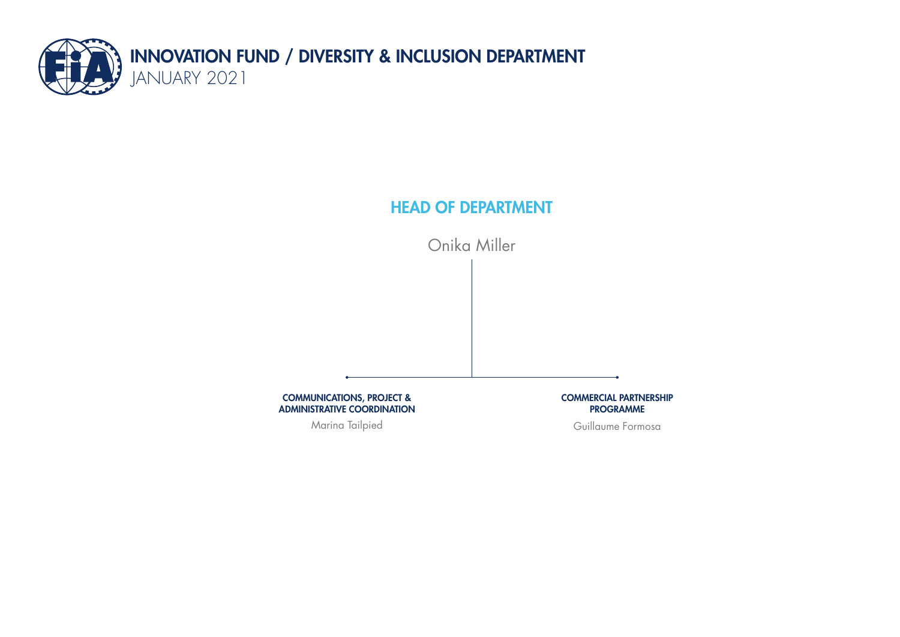# INNOVATION FUND / DIVERSITY & INCLUSION DEPARTMENT

JANUARY 2021

## HEAD OF DEPARTMENT

Onika Miller

**COMMUNICATIONS, PROJECT & ADMINISTRATIVE COORDINATION**

Marina Tailpied

**COMMERCIAL PARTNERSHIP PROGRAMME**

Guillaume Formosa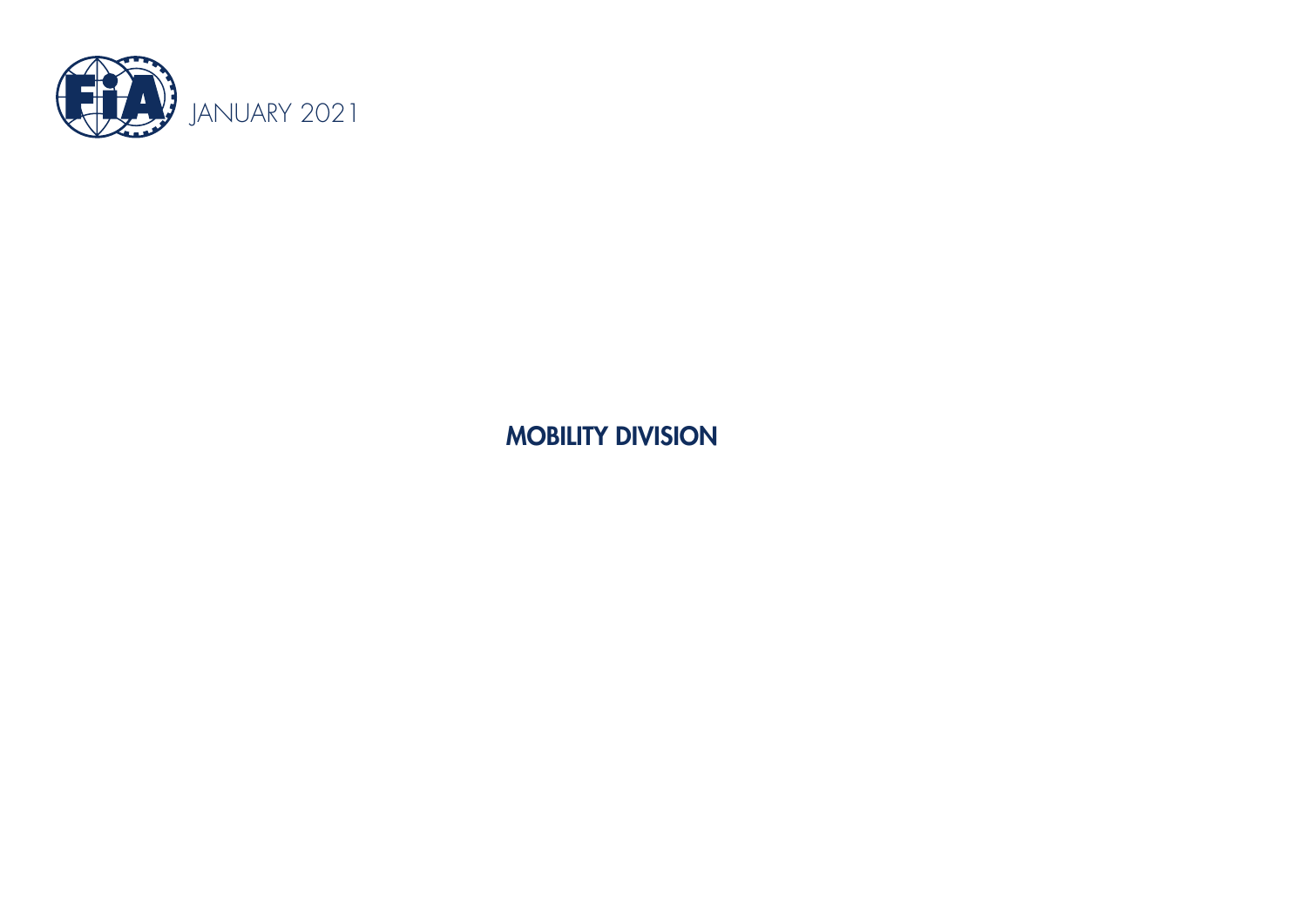JANUARY 2021

# MOBILITY DIVISION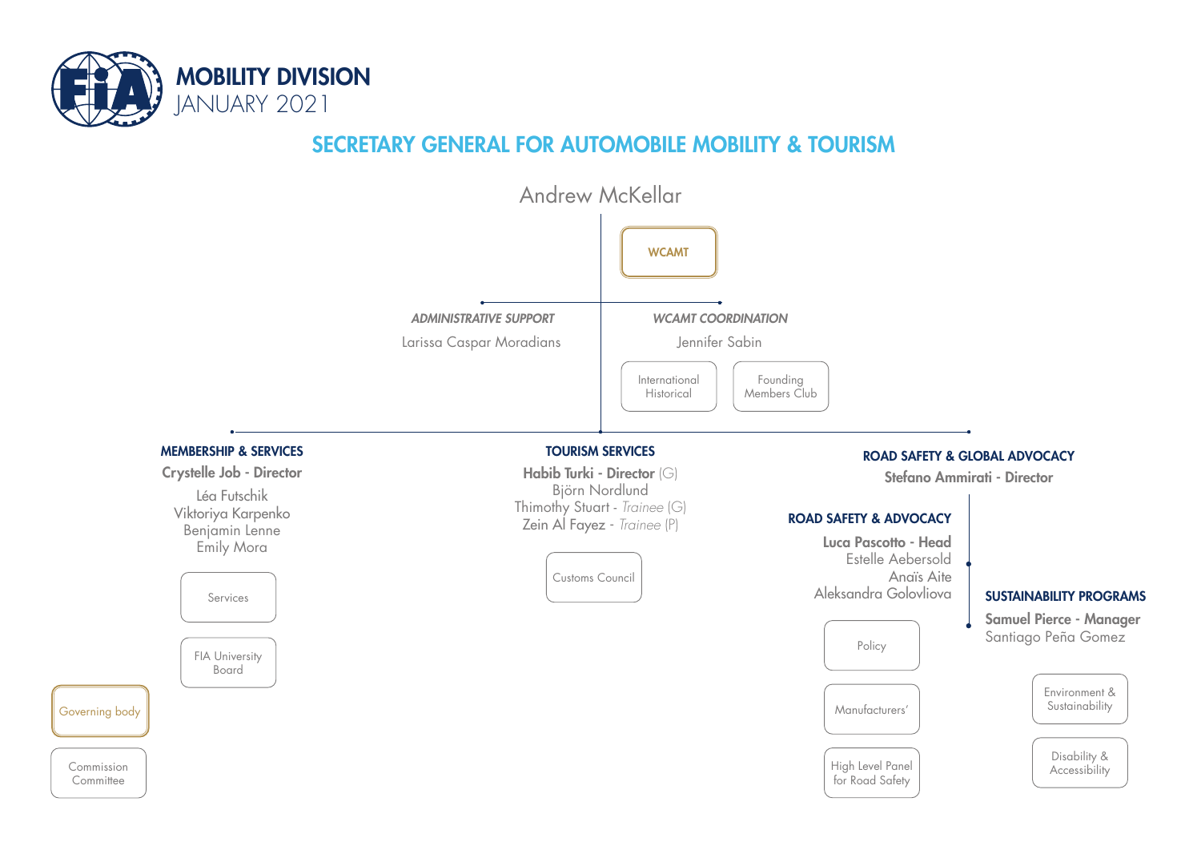# MOBILITY DIVISION
JANUARY 2021

## SECRETARY GENERAL FOR AUTOMOBILE MOBILITY & TOURISM

Andrew McKellar

WCAMT

*ADMINISTRATIVE SUPPORT*

Larissa Caspar Moradians

*WCAMT COORDINATION*

Jennifer Sabin

- International Historical
- Founding Members Club

### MEMBERSHIP & SERVICES

**Crystelle Job - Director**

Léa Futschik
Viktoriya Karpenko
Benjamin Lenne
Emily Mora

- Services
- FIA University Board

### TOURISM SERVICES

**Habib Turki - Director** (G)
Björn Nordlund
Thimothy Stuart - *Trainee* (G)
Zein Al Fayez - *Trainee* (P)

- Customs Council

### ROAD SAFETY & GLOBAL ADVOCACY

**Stefano Ammirati - Director**

#### ROAD SAFETY & ADVOCACY

**Luca Pascotto - Head**
Estelle Aebersold
Anaïs Aite
Aleksandra Golovliova

- Policy
- Manufacturers'
- High Level Panel for Road Safety

#### SUSTAINABILITY PROGRAMS

**Samuel Pierce - Manager**
Santiago Peña Gomez

- Environment & Sustainability
- Disability & Accessibility

Governing body

Commission Committee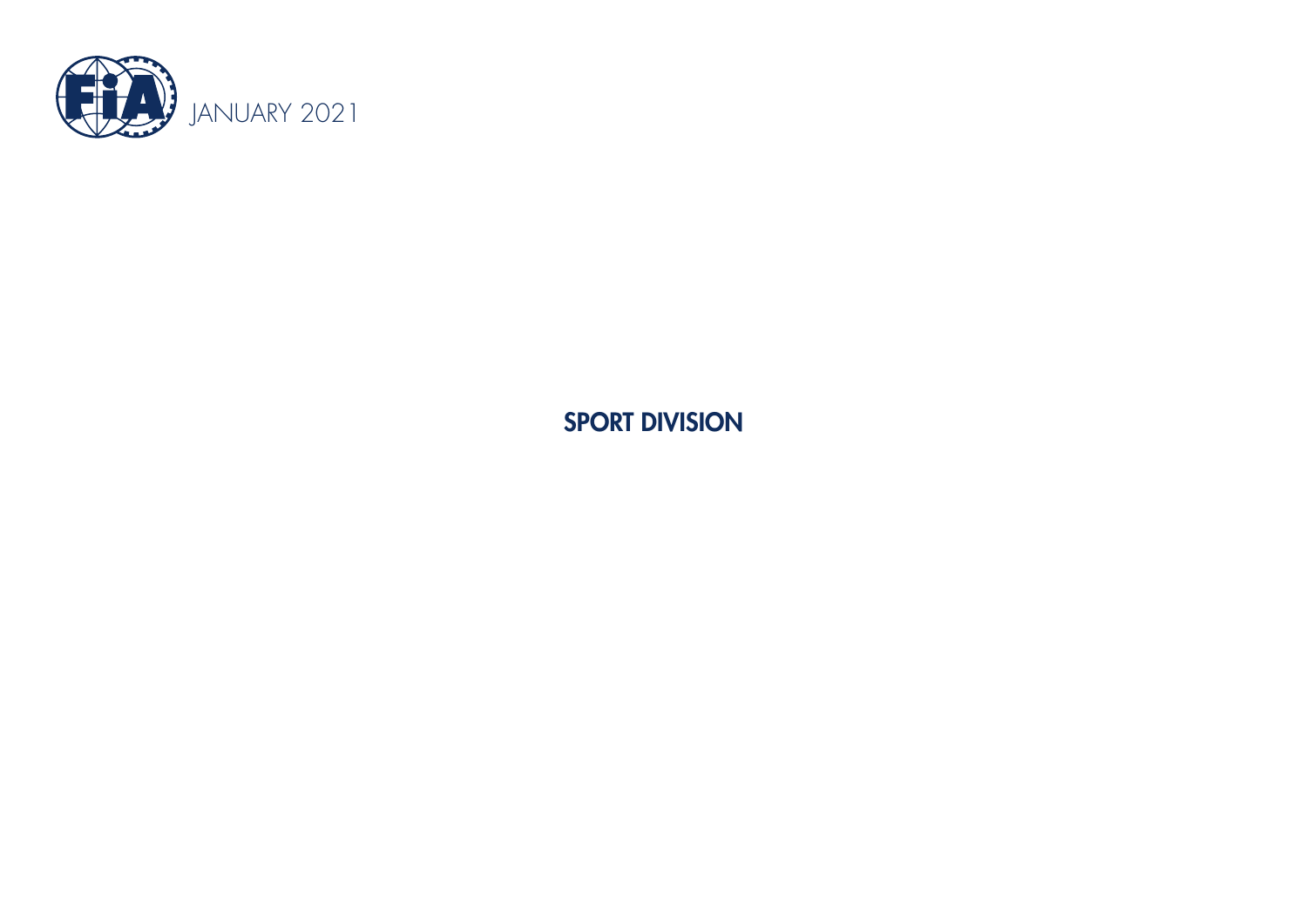JANUARY 2021

# SPORT DIVISION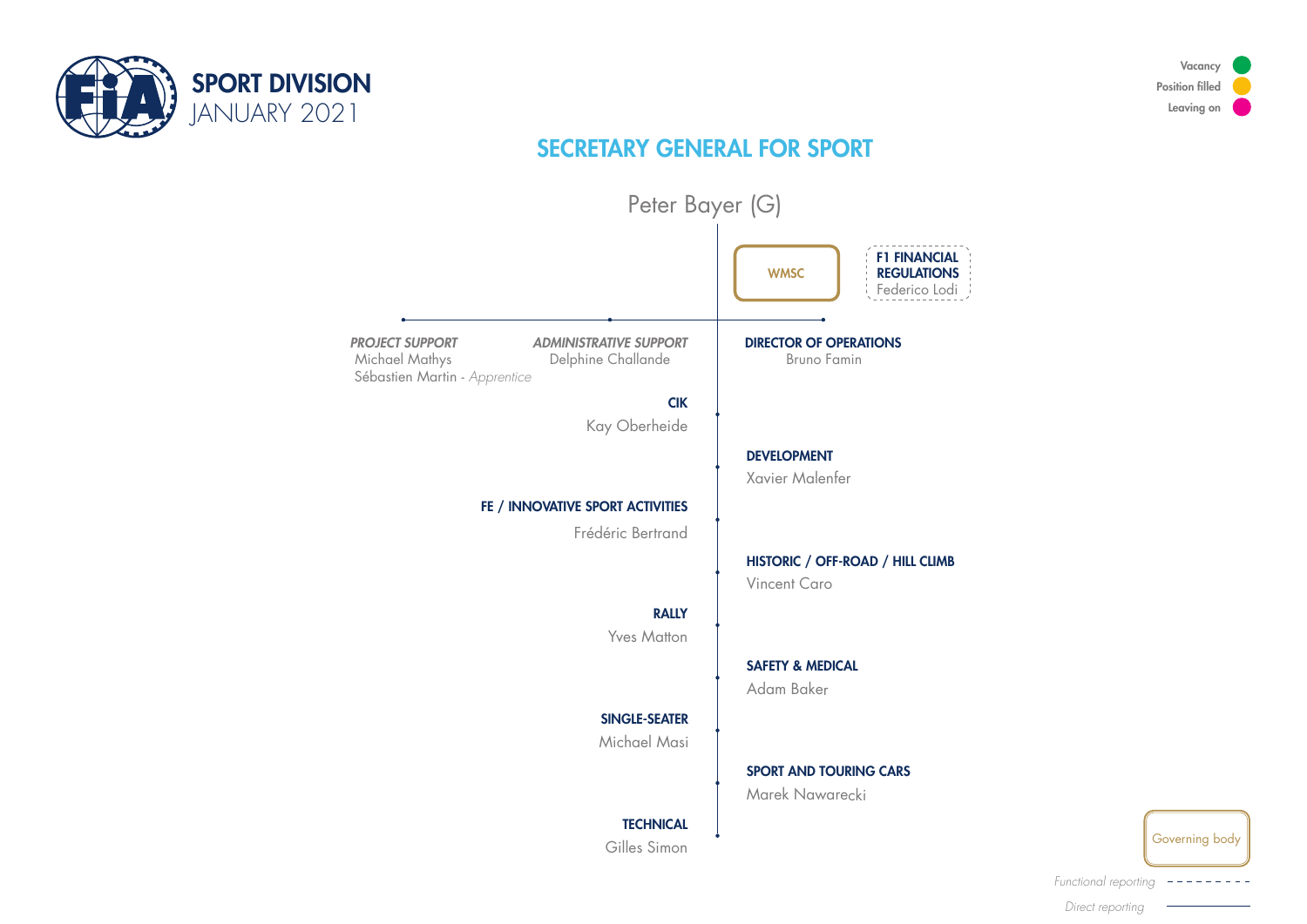# SPORT DIVISION
JANUARY 2021

Vacancy
Position filled
Leaving on

## SECRETARY GENERAL FOR SPORT

Peter Bayer (G)

WMSC

**F1 FINANCIAL REGULATIONS**
Federico Lodi

***PROJECT SUPPORT***
Michael Mathys
Sébastien Martin - *Apprentice*

***ADMINISTRATIVE SUPPORT***
Delphine Challande

**DIRECTOR OF OPERATIONS**
Bruno Famin

**CIK**
Kay Oberheide

**DEVELOPMENT**
Xavier Malenfer

**FE / INNOVATIVE SPORT ACTIVITIES**
Frédéric Bertrand

**HISTORIC / OFF-ROAD / HILL CLIMB**
Vincent Caro

**RALLY**
Yves Matton

**SAFETY & MEDICAL**
Adam Baker

**SINGLE-SEATER**
Michael Masi

**SPORT AND TOURING CARS**
Marek Nawarecki

**TECHNICAL**
Gilles Simon

Governing body

*Functional reporting*

*Direct reporting*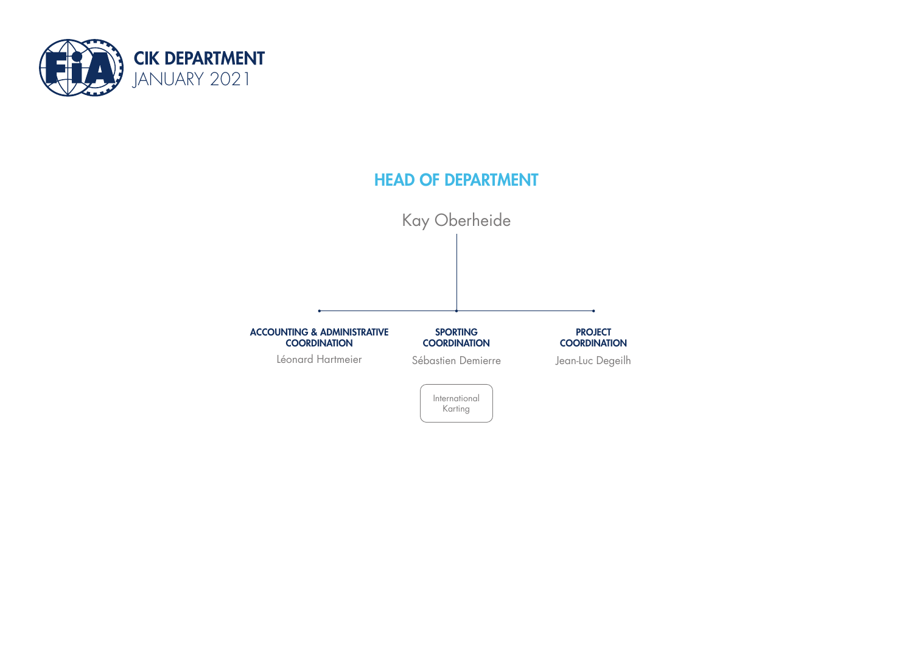# CIK DEPARTMENT

JANUARY 2021

## HEAD OF DEPARTMENT

Kay Oberheide

### ACCOUNTING & ADMINISTRATIVE COORDINATION

Léonard Hartmeier

### SPORTING COORDINATION

Sébastien Demierre

- International Karting

### PROJECT COORDINATION

Jean-Luc Degeilh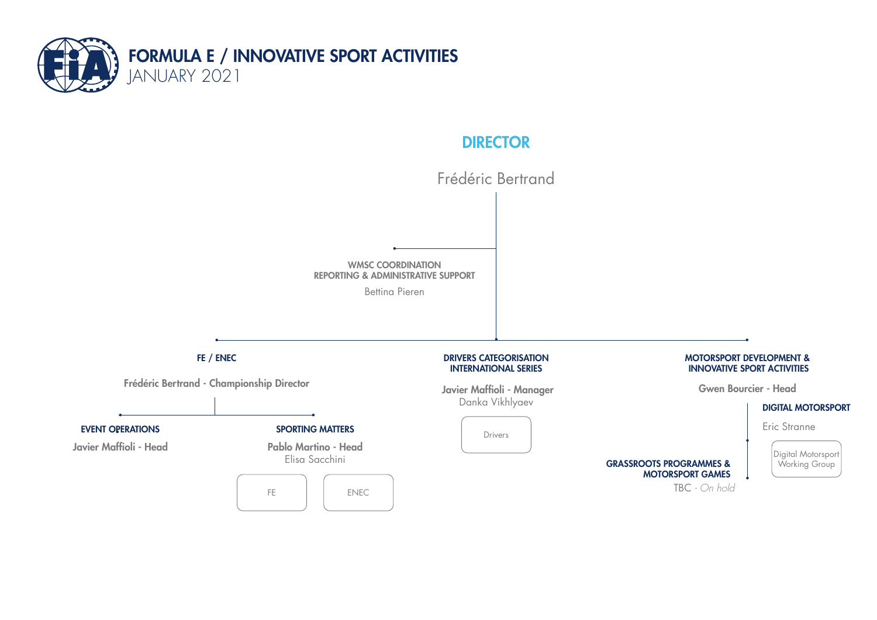# FORMULA E / INNOVATIVE SPORT ACTIVITIES

JANUARY 2021

## DIRECTOR

Frédéric Bertrand

### WMSC COORDINATION REPORTING & ADMINISTRATIVE SUPPORT

Bettina Pieren

### FE / ENEC

**Frédéric Bertrand - Championship Director**

#### EVENT OPERATIONS

**Javier Maffioli - Head**

#### SPORTING MATTERS

**Pablo Martino - Head**

Elisa Sacchini

- FE
- ENEC

### DRIVERS CATEGORISATION INTERNATIONAL SERIES

**Javier Maffioli - Manager**

Danka Vikhlyaev

- Drivers

### MOTORSPORT DEVELOPMENT & INNOVATIVE SPORT ACTIVITIES

**Gwen Bourcier - Head**

#### DIGITAL MOTORSPORT

Eric Stranne

- Digital Motorsport Working Group

#### GRASSROOTS PROGRAMMES & MOTORSPORT GAMES

TBC - *On hold*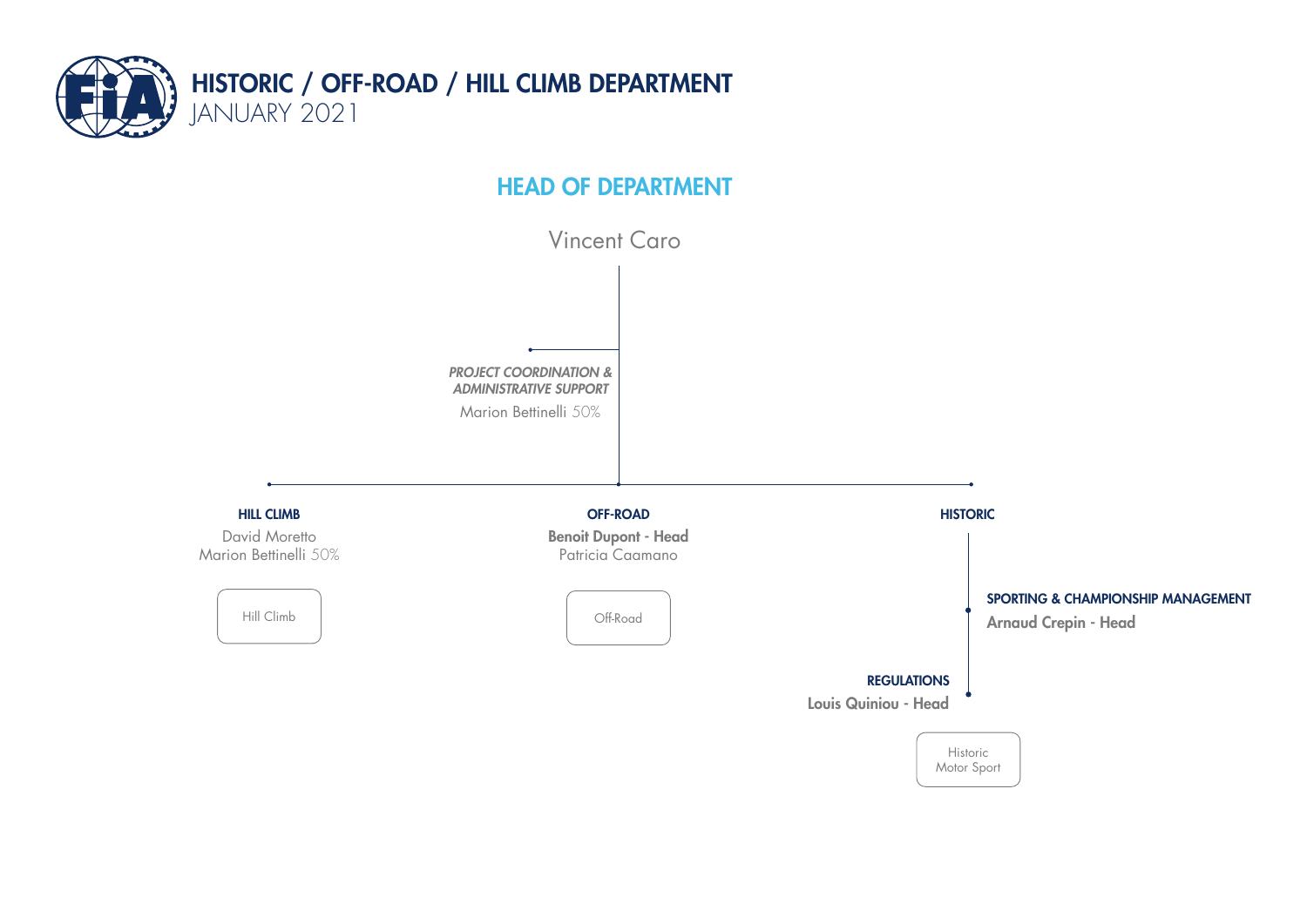# HISTORIC / OFF-ROAD / HILL CLIMB DEPARTMENT

JANUARY 2021

## HEAD OF DEPARTMENT

Vincent Caro

***PROJECT COORDINATION & ADMINISTRATIVE SUPPORT***

Marion Bettinelli 50%

### HILL CLIMB

David Moretto

Marion Bettinelli 50%

Hill Climb

### OFF-ROAD

**Benoit Dupont - Head**

Patricia Caamano

Off-Road

### HISTORIC

**SPORTING & CHAMPIONSHIP MANAGEMENT**

**Arnaud Crepin - Head**

**REGULATIONS**

**Louis Quiniou - Head**

Historic Motor Sport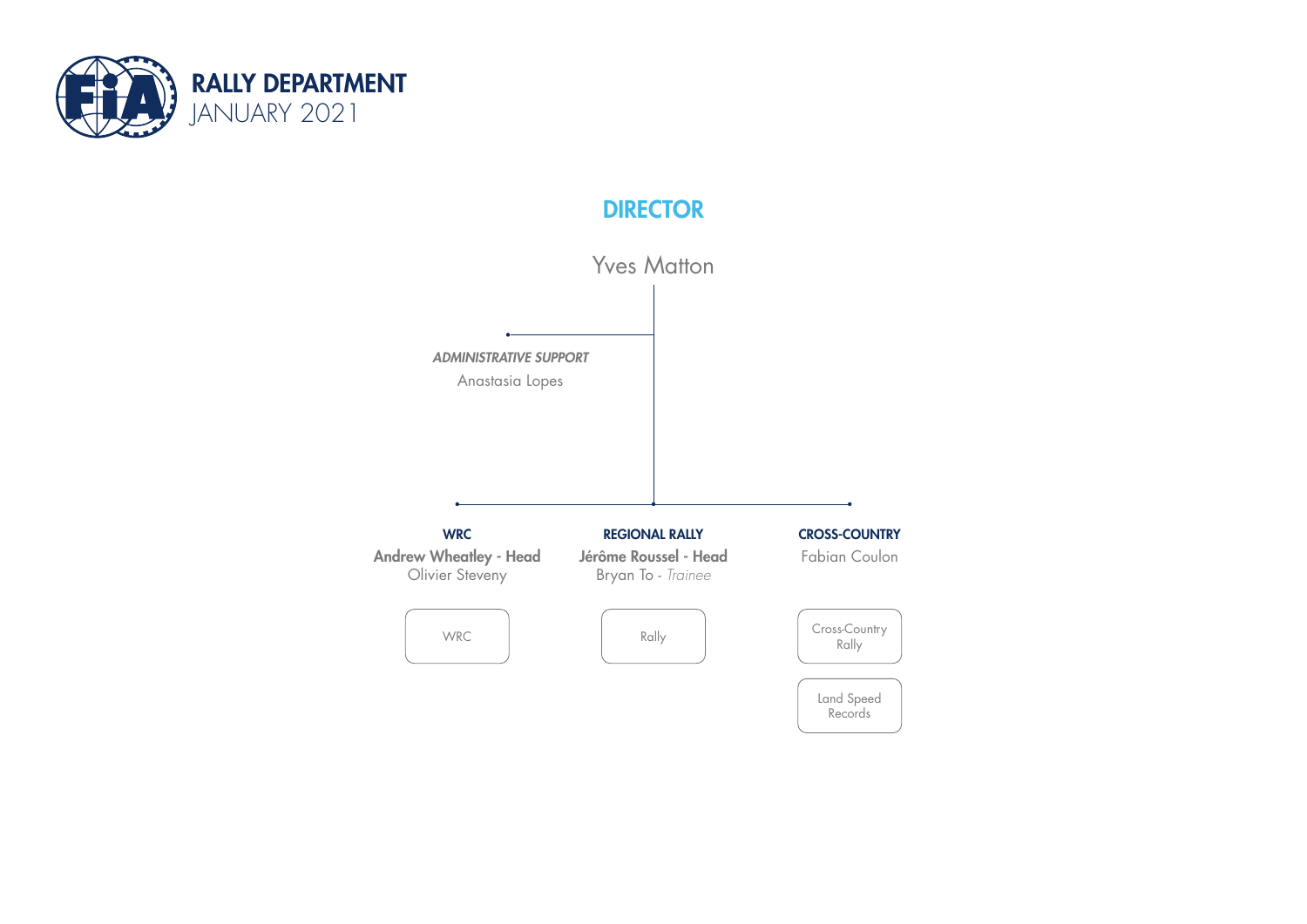# RALLY DEPARTMENT
JANUARY 2021

## DIRECTOR

Yves Matton

*ADMINISTRATIVE SUPPORT*

Anastasia Lopes

### WRC

**Andrew Wheatley - Head**
Olivier Steveny

- WRC

### REGIONAL RALLY

**Jérôme Roussel - Head**
Bryan To - *Trainee*

- Rally

### CROSS-COUNTRY

Fabian Coulon

- Cross-Country Rally
- Land Speed Records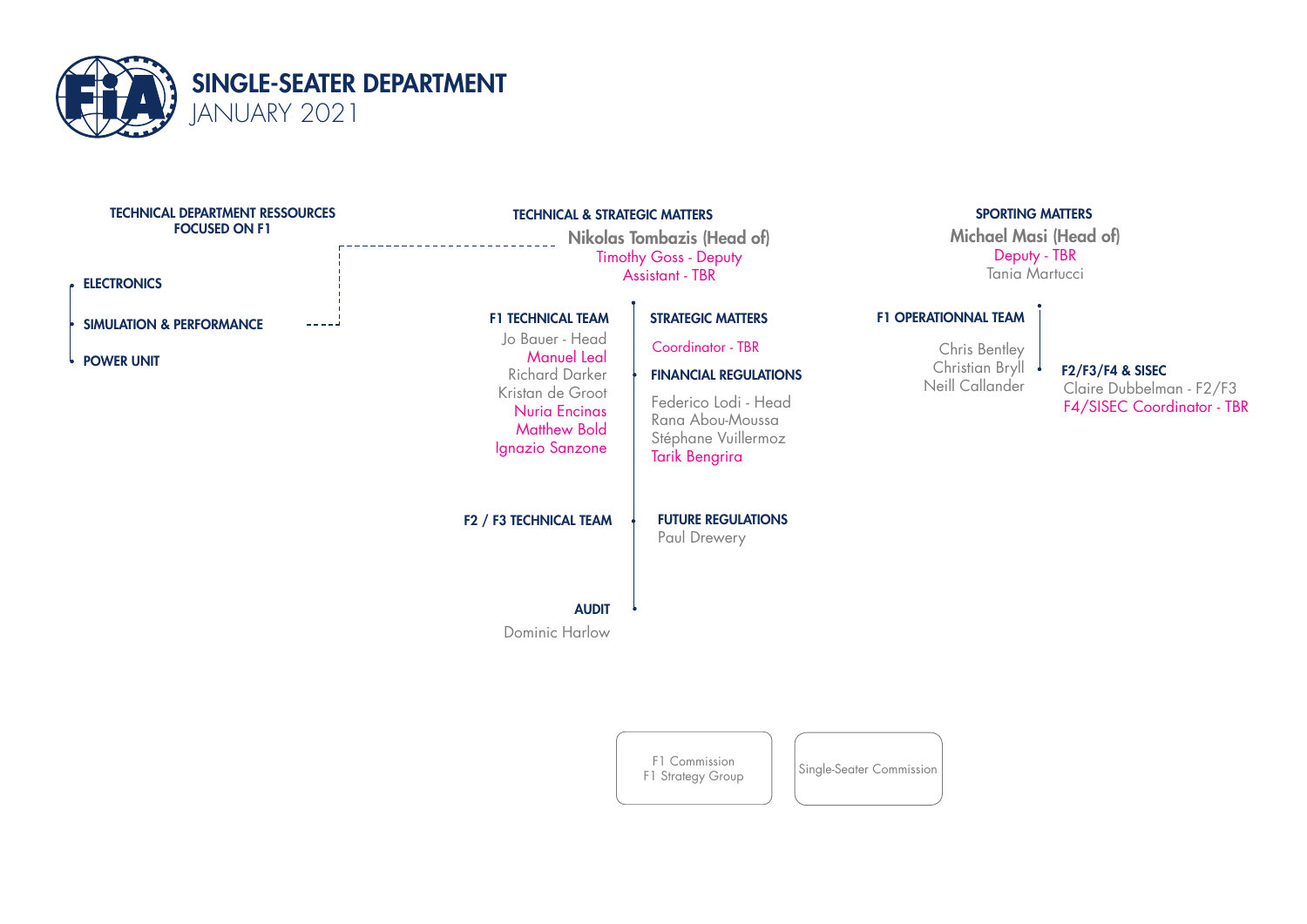# SINGLE-SEATER DEPARTMENT

JANUARY 2021

## TECHNICAL DEPARTMENT RESSOURCES FOCUSED ON F1

- ELECTRONICS
- SIMULATION & PERFORMANCE
- POWER UNIT

## TECHNICAL & STRATEGIC MATTERS

**Nikolas Tombazis (Head of)**
Timothy Goss - Deputy
Assistant - TBR

### F1 TECHNICAL TEAM

Jo Bauer - Head
Manuel Leal
Richard Darker
Kristan de Groot
Nuria Encinas
Matthew Bold
Ignazio Sanzone

### F2 / F3 TECHNICAL TEAM

### AUDIT

Dominic Harlow

### STRATEGIC MATTERS

Coordinator - TBR

### FINANCIAL REGULATIONS

Federico Lodi - Head
Rana Abou-Moussa
Stéphane Vuillermoz
Tarik Bengrira

### FUTURE REGULATIONS

Paul Drewery

## SPORTING MATTERS

**Michael Masi (Head of)**
Deputy - TBR
Tania Martucci

### F1 OPERATIONNAL TEAM

Chris Bentley
Christian Bryll
Neill Callander

### F2/F3/F4 & SISEC

Claire Dubbelman - F2/F3
F4/SISEC Coordinator - TBR

---

F1 Commission
F1 Strategy Group

Single-Seater Commission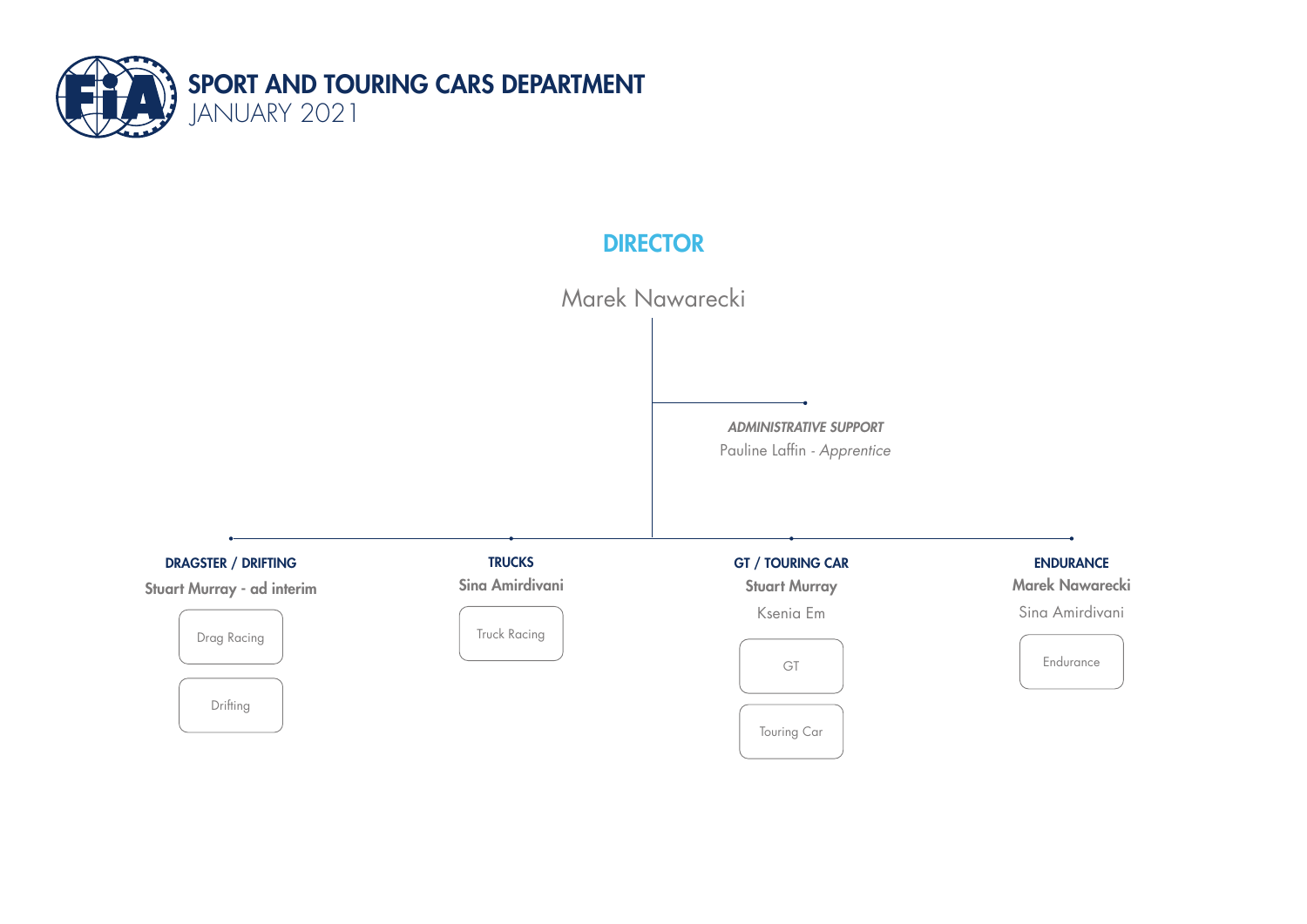# SPORT AND TOURING CARS DEPARTMENT

JANUARY 2021

## DIRECTOR

Marek Nawarecki

### *ADMINISTRATIVE SUPPORT*

Pauline Laffin - *Apprentice*

### DRAGSTER / DRIFTING

**Stuart Murray - ad interim**

- Drag Racing
- Drifting

### TRUCKS

**Sina Amirdivani**

- Truck Racing

### GT / TOURING CAR

**Stuart Murray**

Ksenia Em

- GT
- Touring Car

### ENDURANCE

**Marek Nawarecki**

Sina Amirdivani

- Endurance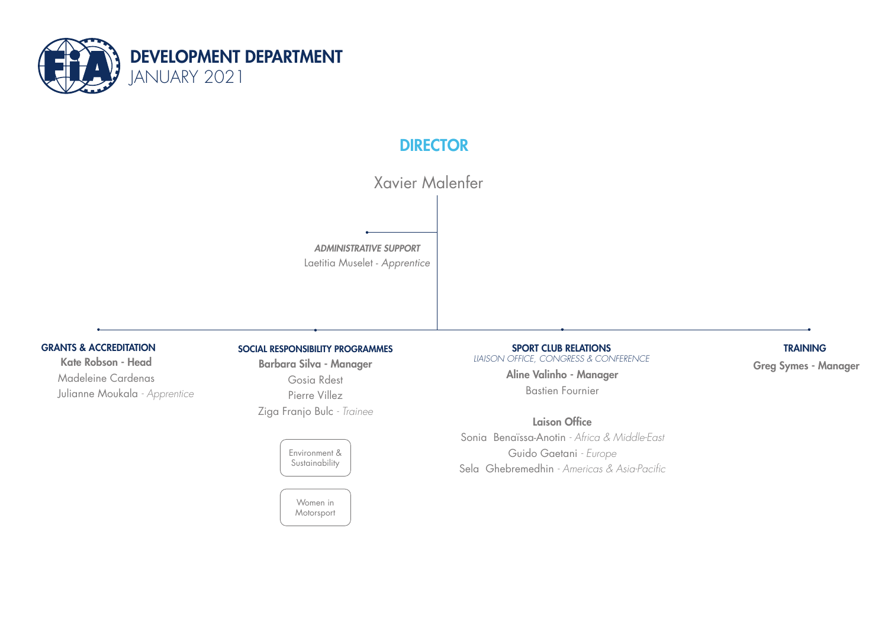# DEVELOPMENT DEPARTMENT
JANUARY 2021

## DIRECTOR

Xavier Malenfer

*ADMINISTRATIVE SUPPORT*
Laetitia Muselet - *Apprentice*

### GRANTS & ACCREDITATION

**Kate Robson - Head**
Madeleine Cardenas
Julianne Moukala - *Apprentice*

### SOCIAL RESPONSIBILITY PROGRAMMES

**Barbara Silva - Manager**
Gosia Rdest
Pierre Villez
Ziga Franjo Bulc - *Trainee*

- Environment & Sustainability
- Women in Motorsport

### SPORT CLUB RELATIONS

*LIAISON OFFICE, CONGRESS & CONFERENCE*

**Aline Valinho - Manager**
Bastien Fournier

**Laison Office**
Sonia Benaïssa-Anotin - *Africa & Middle-East*
Guido Gaetani - *Europe*
Sela Ghebremedhin - *Americas & Asia-Pacific*

### TRAINING

**Greg Symes - Manager**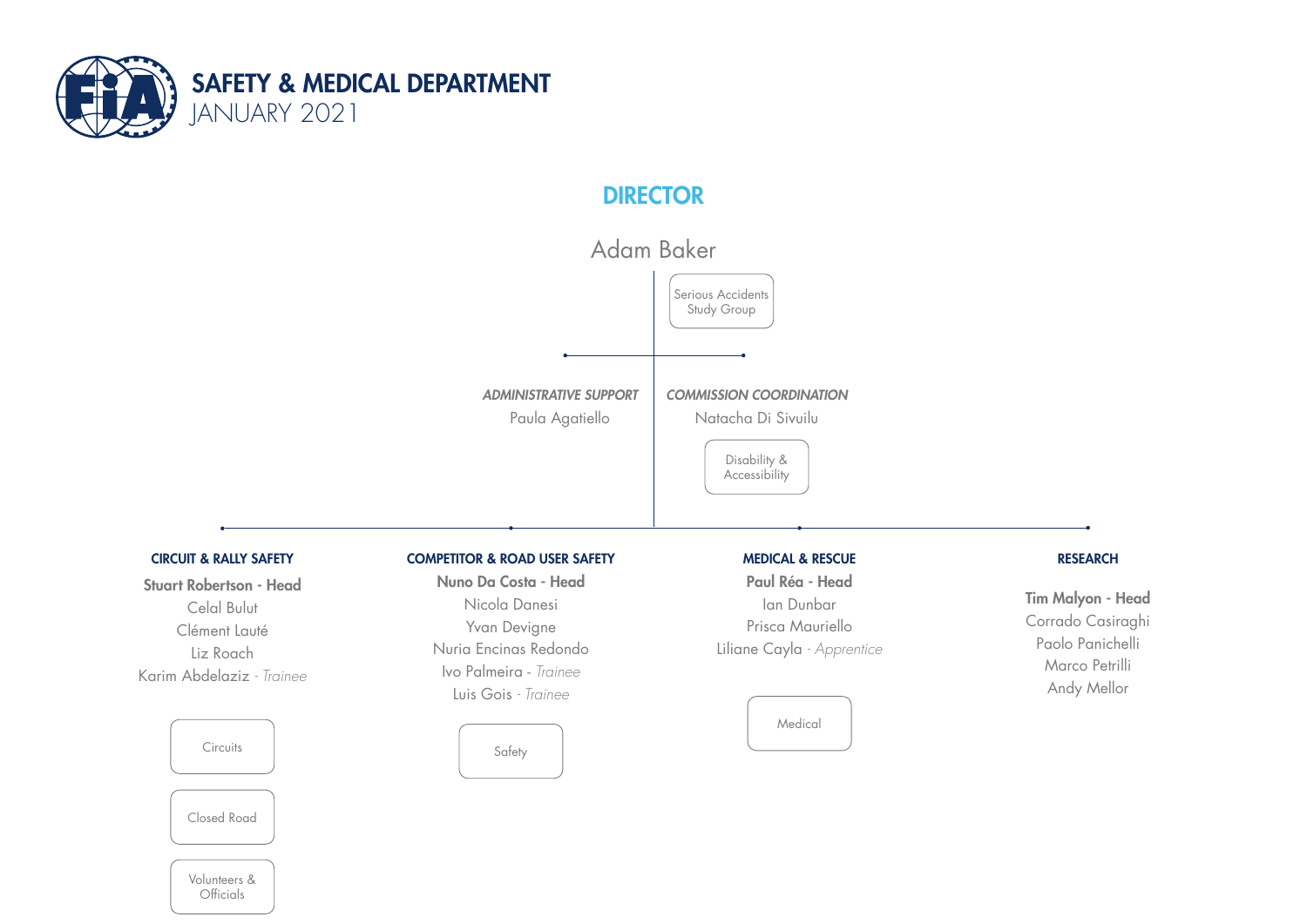# SAFETY & MEDICAL DEPARTMENT

JANUARY 2021

## DIRECTOR

Adam Baker

Serious Accidents Study Group

### *ADMINISTRATIVE SUPPORT*

Paula Agatiello

### *COMMISSION COORDINATION*

Natacha Di Sivuilu

Disability & Accessibility

### CIRCUIT & RALLY SAFETY

**Stuart Robertson - Head**
Celal Bulut
Clément Lauté
Liz Roach
Karim Abdelaziz - *Trainee*

Circuits

Closed Road

Volunteers & Officials

### COMPETITOR & ROAD USER SAFETY

**Nuno Da Costa - Head**
Nicola Danesi
Yvan Devigne
Nuria Encinas Redondo
Ivo Palmeira - *Trainee*
Luis Gois - *Trainee*

Safety

### MEDICAL & RESCUE

**Paul Réa - Head**
Ian Dunbar
Prisca Mauriello
Liliane Cayla - *Apprentice*

Medical

### RESEARCH

**Tim Malyon - Head**
Corrado Casiraghi
Paolo Panichelli
Marco Petrilli
Andy Mellor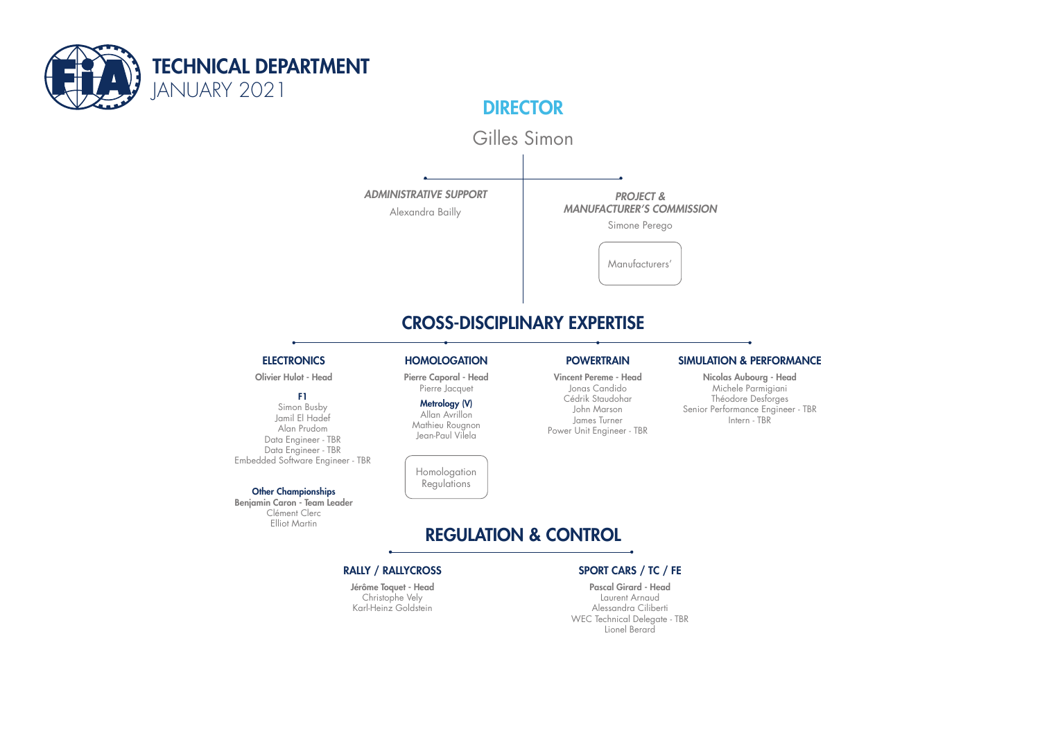# TECHNICAL DEPARTMENT

JANUARY 2021

## DIRECTOR

Gilles Simon

*ADMINISTRATIVE SUPPORT*

Alexandra Bailly

*PROJECT & MANUFACTURER'S COMMISSION*

Simone Perego

Manufacturers'

## CROSS-DISCIPLINARY EXPERTISE

### ELECTRONICS

**Olivier Hulot - Head**

**F1**

Simon Busby
Jamil El Hadef
Alan Prudom
Data Engineer - TBR
Data Engineer - TBR
Embedded Software Engineer - TBR

**Other Championships**

**Benjamin Caron - Team Leader**

Clément Clerc
Elliot Martin

### HOMOLOGATION

**Pierre Caporal - Head**

Pierre Jacquet

**Metrology (V)**

Allan Avrillon
Mathieu Rougnon
Jean-Paul Vilela

Homologation Regulations

### POWERTRAIN

**Vincent Pereme - Head**

Jonas Candido
Cédrik Staudohar
John Marson
James Turner
Power Unit Engineer - TBR

### SIMULATION & PERFORMANCE

**Nicolas Aubourg - Head**

Michele Parmigiani
Théodore Desforges
Senior Performance Engineer - TBR
Intern - TBR

## REGULATION & CONTROL

### RALLY / RALLYCROSS

**Jérôme Toquet - Head**

Christophe Vely
Karl-Heinz Goldstein

### SPORT CARS / TC / FE

**Pascal Girard - Head**

Laurent Arnaud
Alessandra Ciliberti
WEC Technical Delegate - TBR
Lionel Berard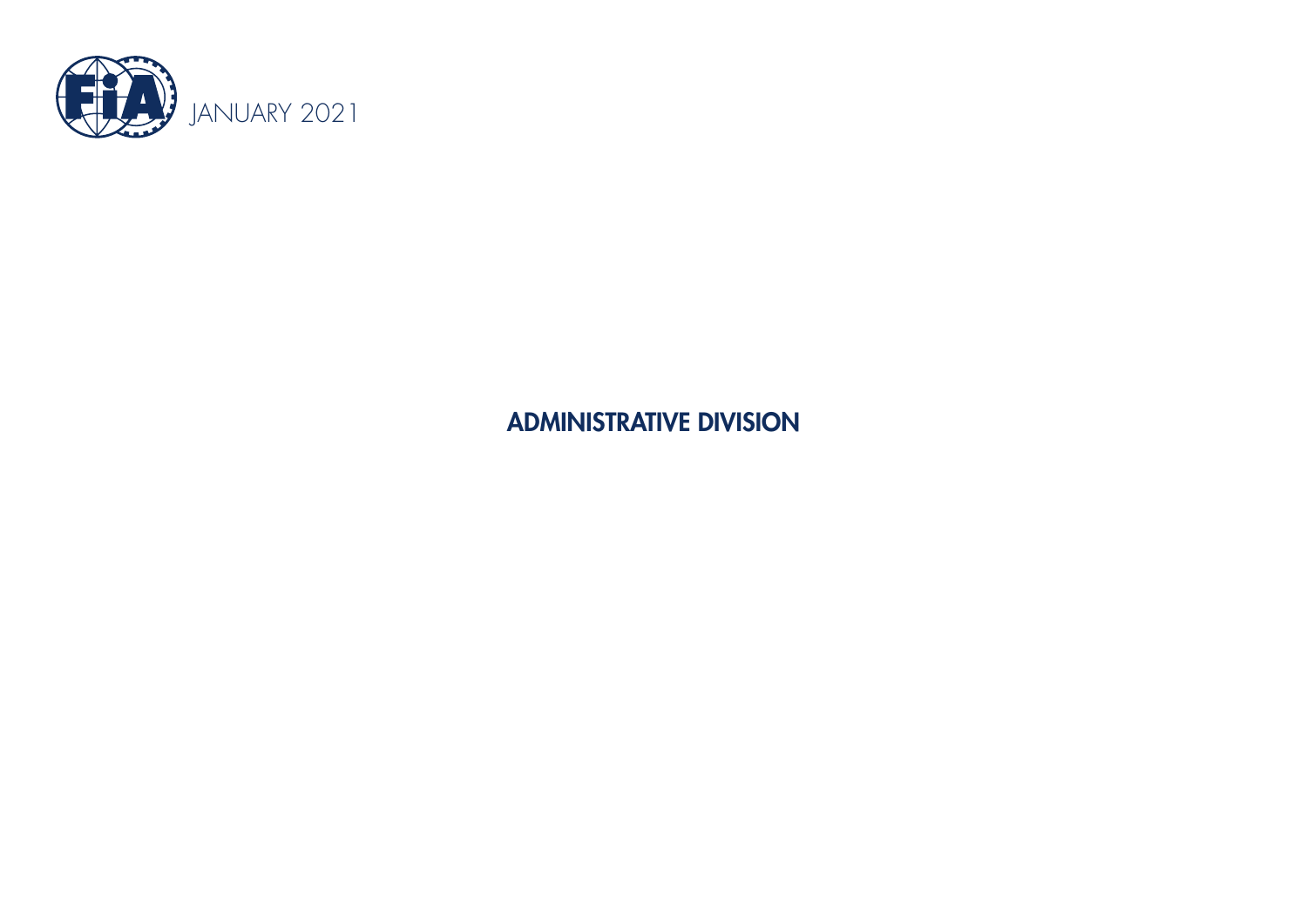JANUARY 2021

# ADMINISTRATIVE DIVISION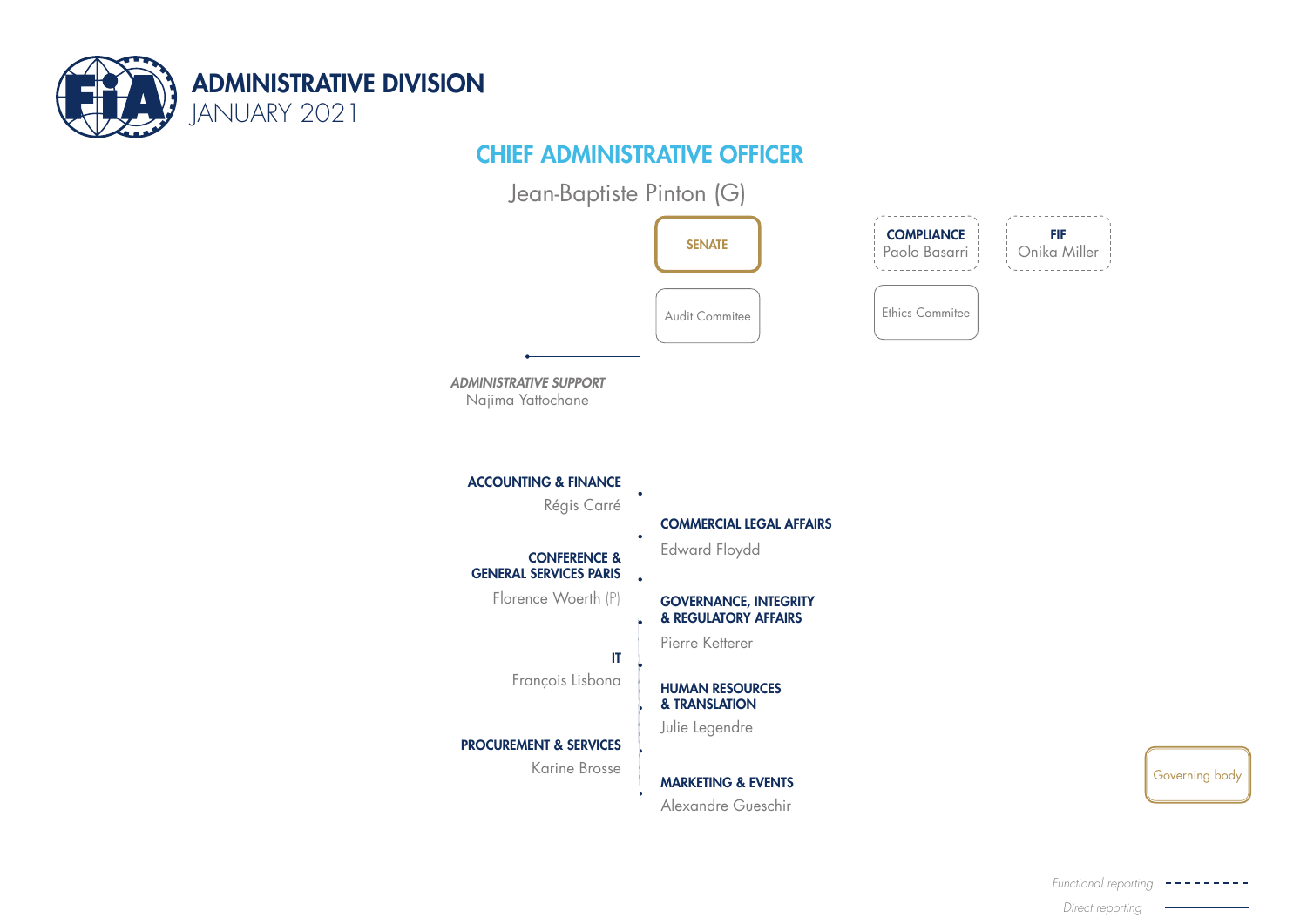# ADMINISTRATIVE DIVISION
JANUARY 2021

## CHIEF ADMINISTRATIVE OFFICER

Jean-Baptiste Pinton (G)

**SENATE**

Audit Commitee

**COMPLIANCE**
Paolo Basarri

Ethics Commitee

**FIF**
Onika Miller

***ADMINISTRATIVE SUPPORT***
Najima Yattochane

**ACCOUNTING & FINANCE**
Régis Carré

**CONFERENCE & GENERAL SERVICES PARIS**
Florence Woerth (P)

**IT**
François Lisbona

**PROCUREMENT & SERVICES**
Karine Brosse

**COMMERCIAL LEGAL AFFAIRS**
Edward Floydd

**GOVERNANCE, INTEGRITY & REGULATORY AFFAIRS**
Pierre Ketterer

**HUMAN RESOURCES & TRANSLATION**
Julie Legendre

**MARKETING & EVENTS**
Alexandre Gueschir

Governing body

*Functional reporting*

*Direct reporting*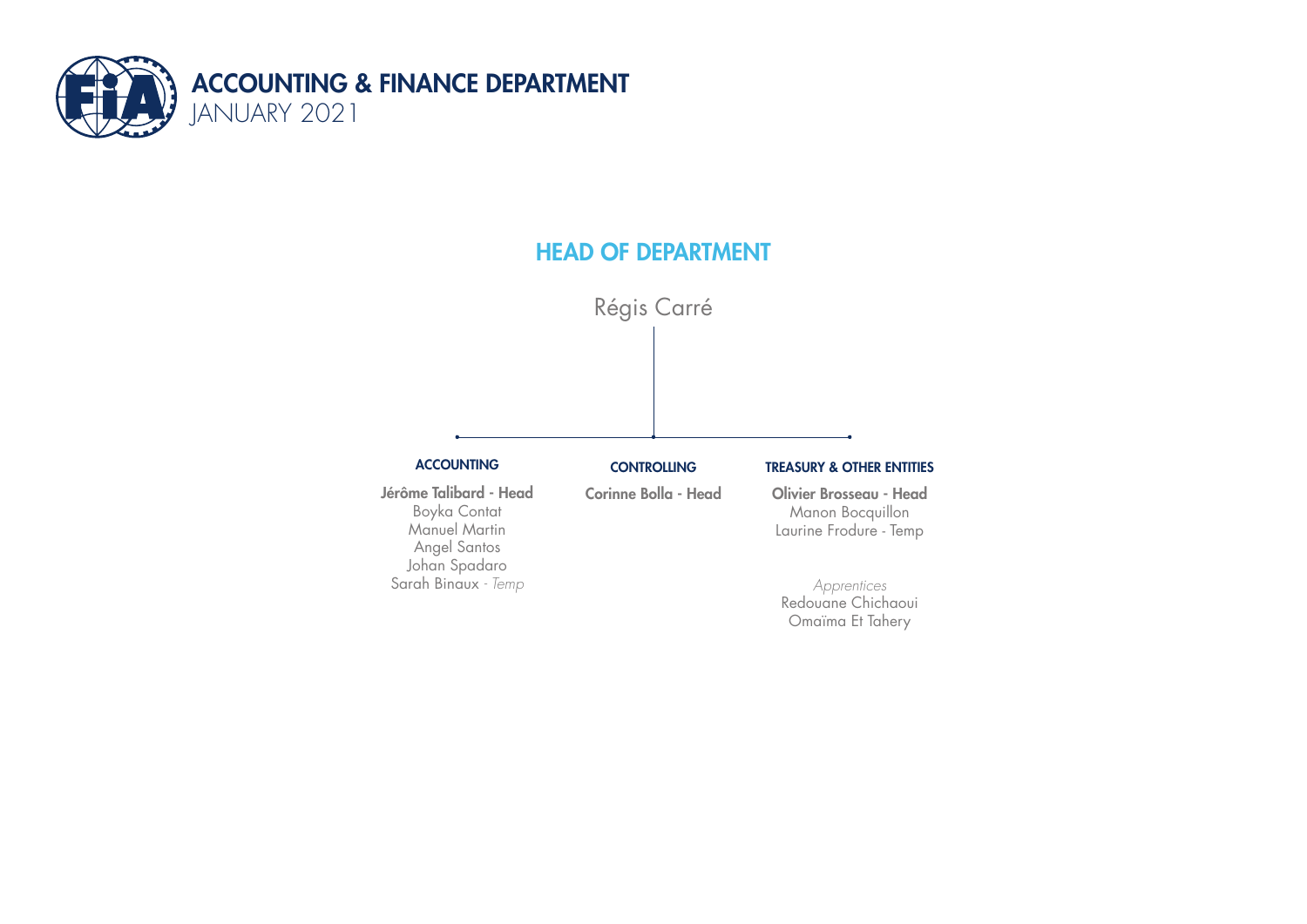# ACCOUNTING & FINANCE DEPARTMENT
JANUARY 2021

## HEAD OF DEPARTMENT

Régis Carré

### ACCOUNTING

**Jérôme Talibard - Head**
Boyka Contat
Manuel Martin
Angel Santos
Johan Spadaro
Sarah Binaux - *Temp*

### CONTROLLING

**Corinne Bolla - Head**

### TREASURY & OTHER ENTITIES

**Olivier Brosseau - Head**
Manon Bocquillon
Laurine Frodure - Temp

*Apprentices*
Redouane Chichaoui
Omaïma Et Tahery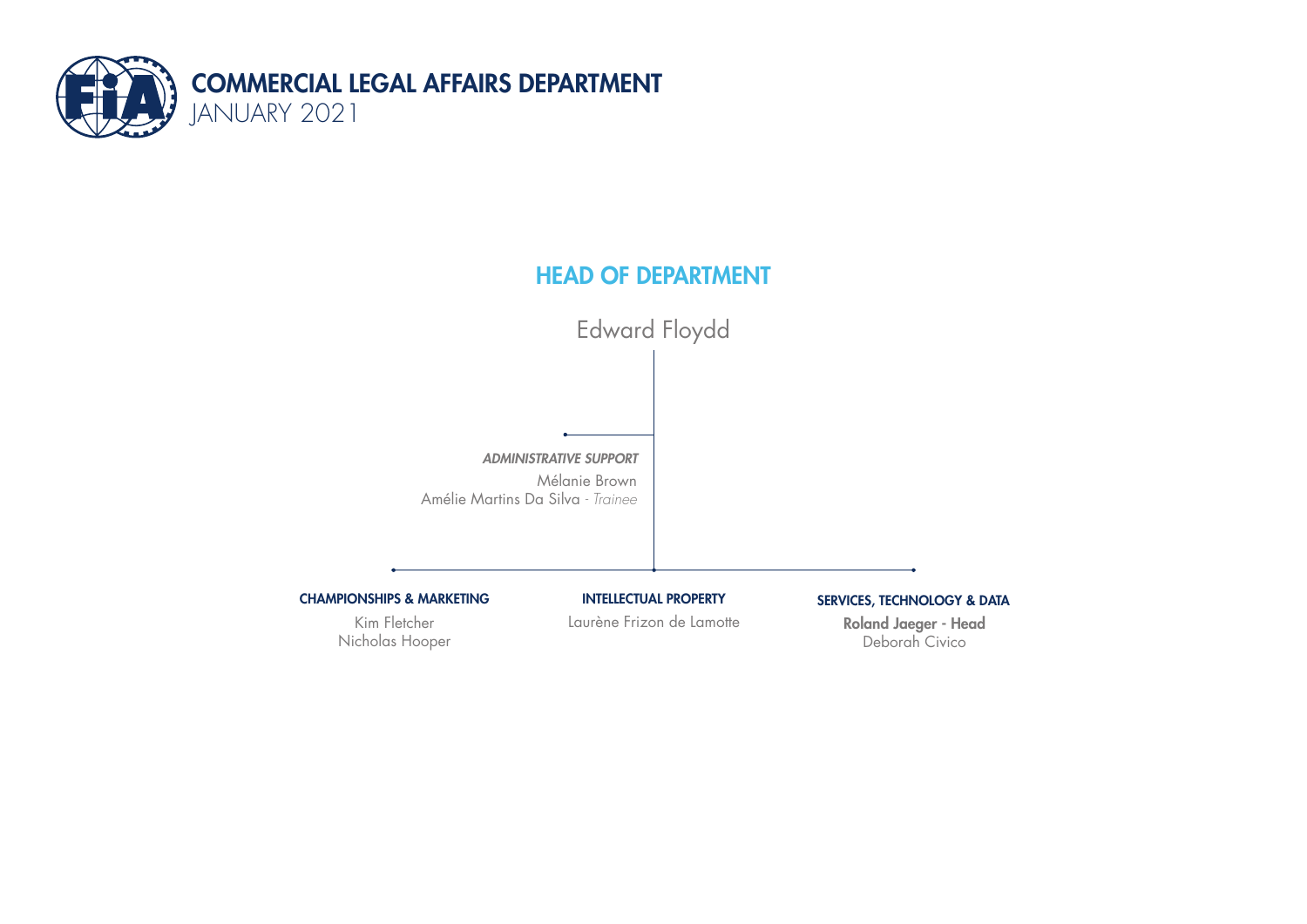# COMMERCIAL LEGAL AFFAIRS DEPARTMENT

JANUARY 2021

## HEAD OF DEPARTMENT

Edward Floydd

*ADMINISTRATIVE SUPPORT*

Mélanie Brown

Amélie Martins Da Silva - *Trainee*

**CHAMPIONSHIPS & MARKETING**

Kim Fletcher

Nicholas Hooper

**INTELLECTUAL PROPERTY**

Laurène Frizon de Lamotte

**SERVICES, TECHNOLOGY & DATA**

**Roland Jaeger - Head**

Deborah Civico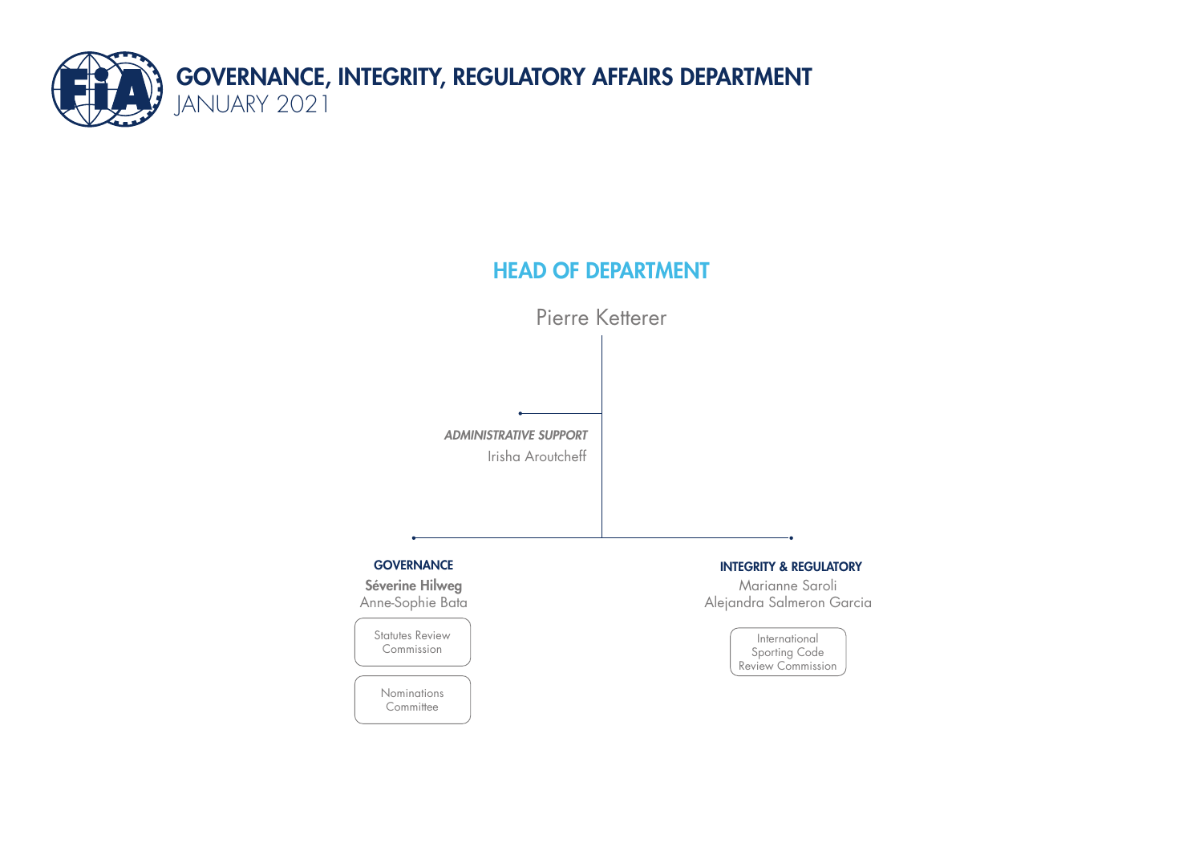# GOVERNANCE, INTEGRITY, REGULATORY AFFAIRS DEPARTMENT

JANUARY 2021

## HEAD OF DEPARTMENT

Pierre Ketterer

*ADMINISTRATIVE SUPPORT*

Irisha Aroutcheff

### GOVERNANCE

**Séverine Hilweg**

Anne-Sophie Bata

- Statutes Review Commission
- Nominations Committee

### INTEGRITY & REGULATORY

Marianne Saroli

Alejandra Salmeron Garcia

- International Sporting Code Review Commission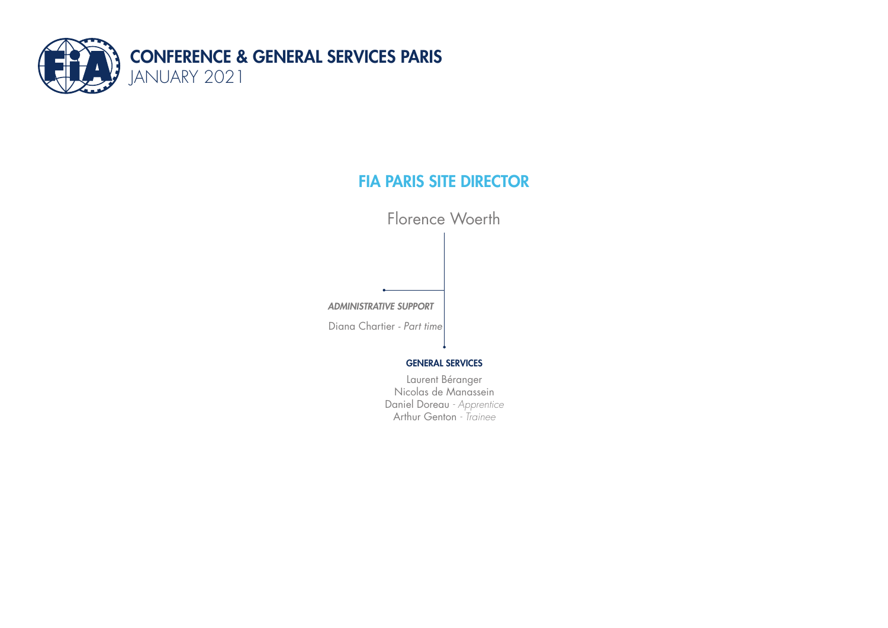# CONFERENCE & GENERAL SERVICES PARIS

JANUARY 2021

## FIA PARIS SITE DIRECTOR

Florence Woerth

***ADMINISTRATIVE SUPPORT***

Diana Chartier - *Part time*

**GENERAL SERVICES**

Laurent Béranger
Nicolas de Manassein
Daniel Doreau - *Apprentice*
Arthur Genton - *Trainee*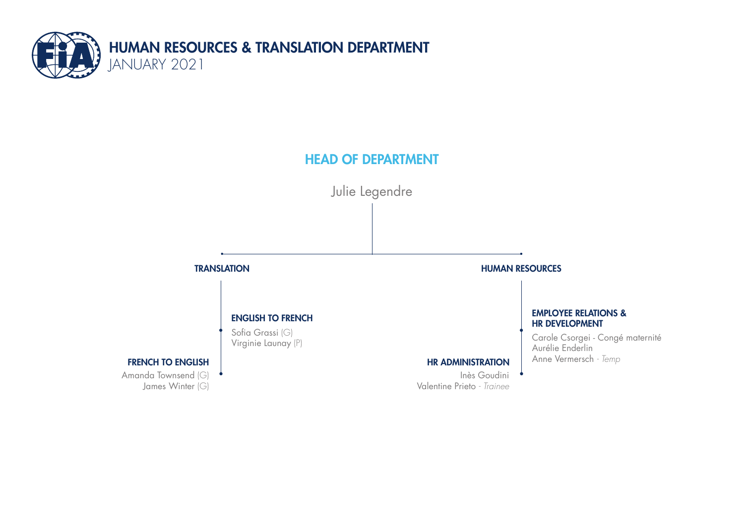# HUMAN RESOURCES & TRANSLATION DEPARTMENT

JANUARY 2021

## HEAD OF DEPARTMENT

Julie Legendre

### TRANSLATION

#### ENGLISH TO FRENCH

Sofia Grassi (G)
Virginie Launay (P)

#### FRENCH TO ENGLISH

Amanda Townsend (G)
James Winter (G)

### HUMAN RESOURCES

#### EMPLOYEE RELATIONS & HR DEVELOPMENT

Carole Csorgei - Congé maternité
Aurélie Enderlin
Anne Vermersch - *Temp*

#### HR ADMINISTRATION

Inès Goudini
Valentine Prieto - *Trainee*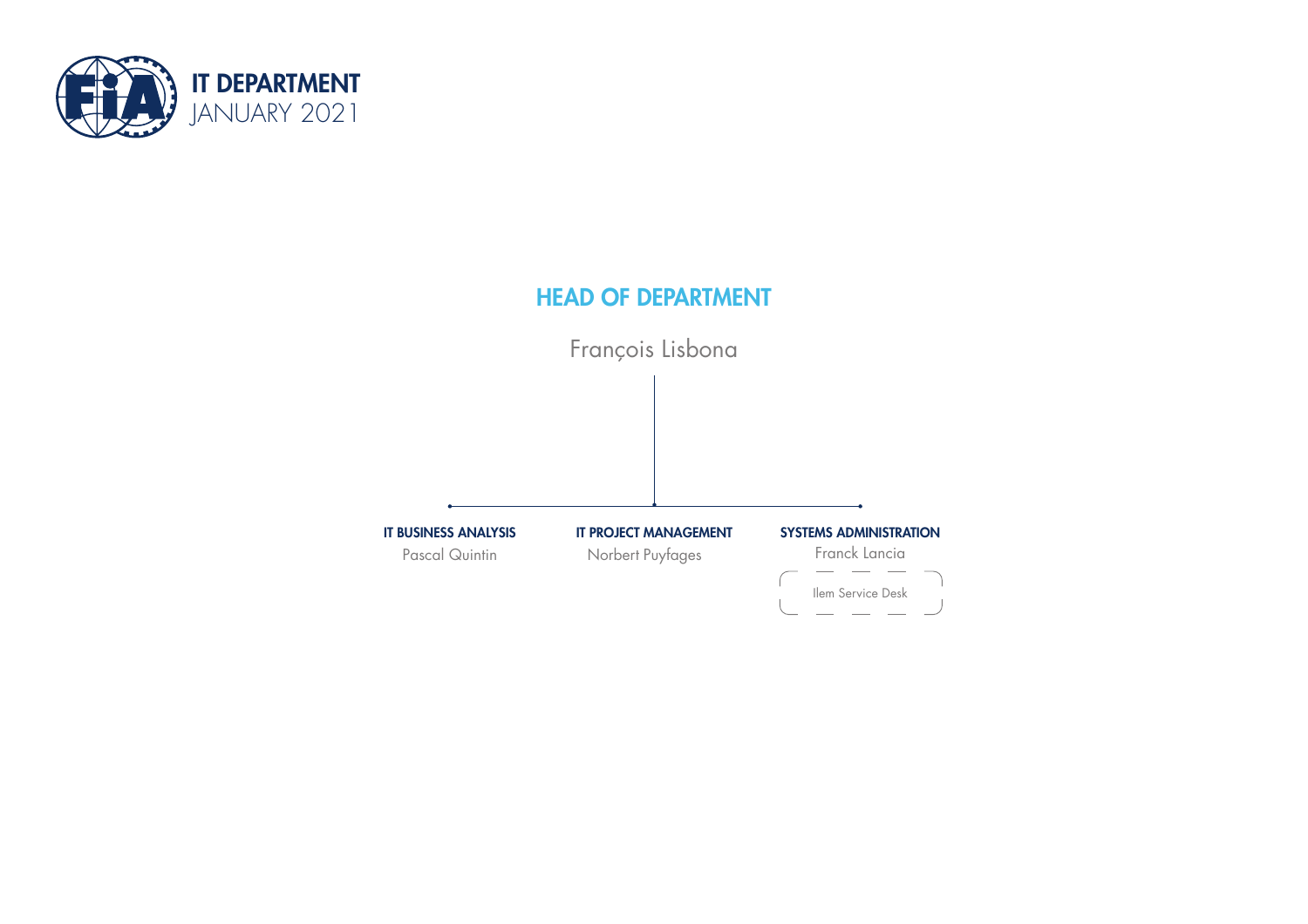# IT DEPARTMENT
JANUARY 2021

## HEAD OF DEPARTMENT

François Lisbona

### IT BUSINESS ANALYSIS
Pascal Quintin

### IT PROJECT MANAGEMENT
Norbert Puyfages

### SYSTEMS ADMINISTRATION
Franck Lancia

Ilem Service Desk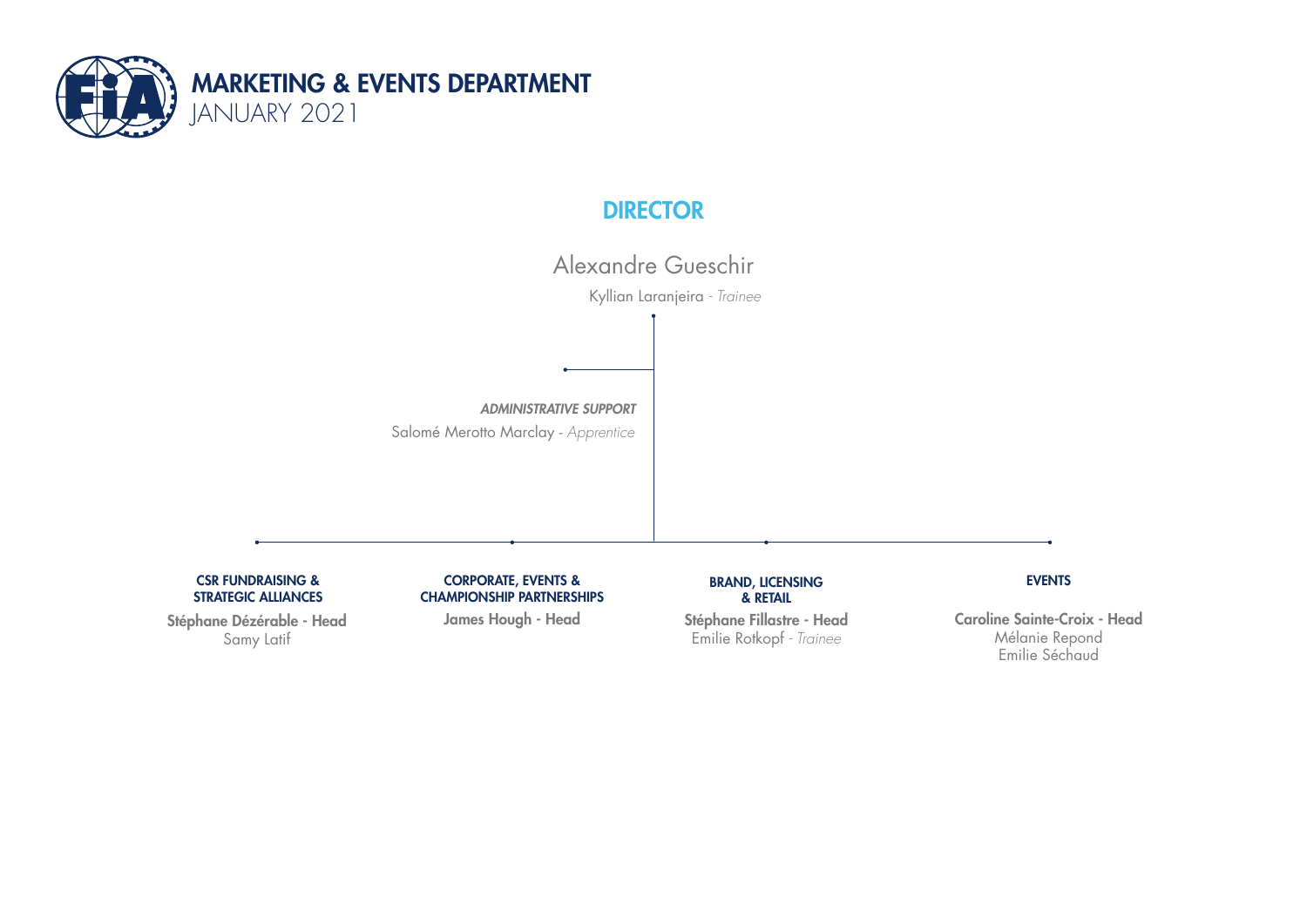# MARKETING & EVENTS DEPARTMENT

JANUARY 2021

## DIRECTOR

Alexandre Gueschir

Kyllian Laranjeira - *Trainee*

### *ADMINISTRATIVE SUPPORT*

Salomé Merotto Marclay - *Apprentice*

### CSR FUNDRAISING & STRATEGIC ALLIANCES

**Stéphane Dézérable - Head**

Samy Latif

### CORPORATE, EVENTS & CHAMPIONSHIP PARTNERSHIPS

**James Hough - Head**

### BRAND, LICENSING & RETAIL

**Stéphane Fillastre - Head**

Emilie Rotkopf - *Trainee*

### EVENTS

**Caroline Sainte-Croix - Head**

Mélanie Repond

Emilie Séchaud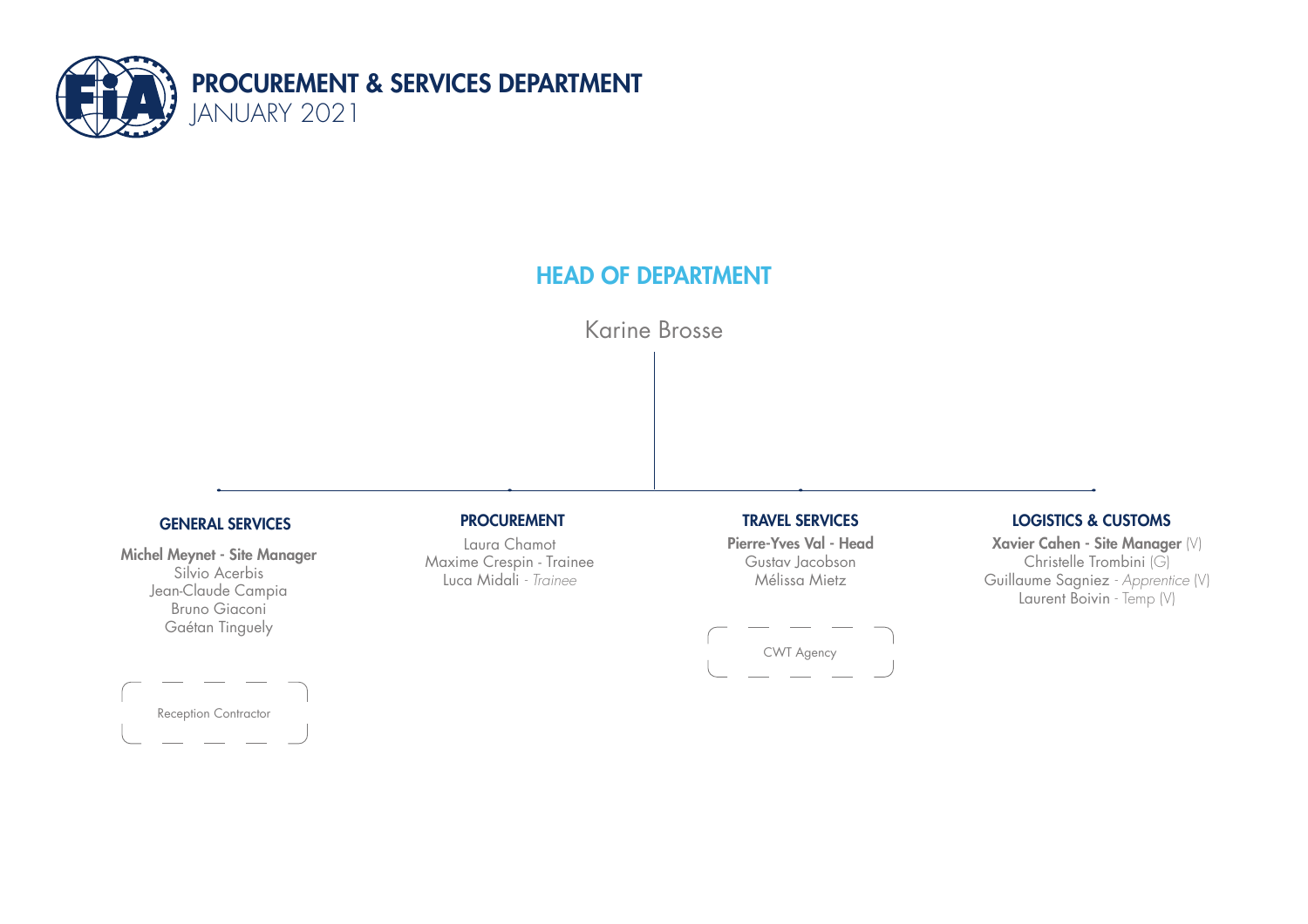# PROCUREMENT & SERVICES DEPARTMENT

JANUARY 2021

## HEAD OF DEPARTMENT

Karine Brosse

### GENERAL SERVICES

**Michel Meynet - Site Manager**
Silvio Acerbis
Jean-Claude Campia
Bruno Giaconi
Gaétan Tinguely

Reception Contractor

### PROCUREMENT

Laura Chamot
Maxime Crespin - Trainee
Luca Midali - *Trainee*

### TRAVEL SERVICES

**Pierre-Yves Val - Head**
Gustav Jacobson
Mélissa Mietz

CWT Agency

### LOGISTICS & CUSTOMS

**Xavier Cahen - Site Manager** (V)
Christelle Trombini (G)
Guillaume Sagniez - *Apprentice* (V)
Laurent Boivin - Temp (V)